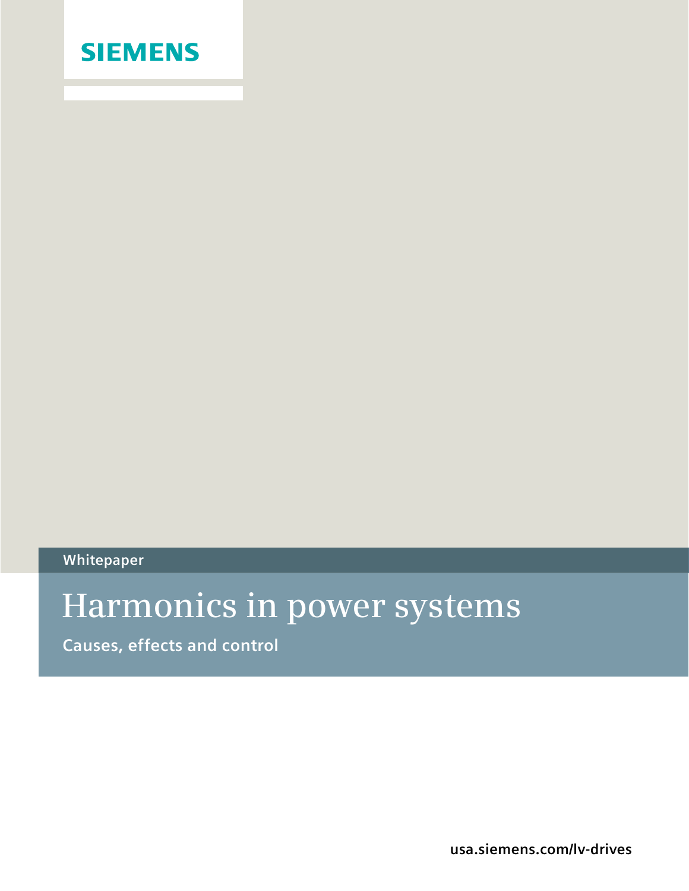SIEMENS

Whitepaper

# Harmonics in power systems

**Causes, effects and control**

usa.siemens.com/lv-drives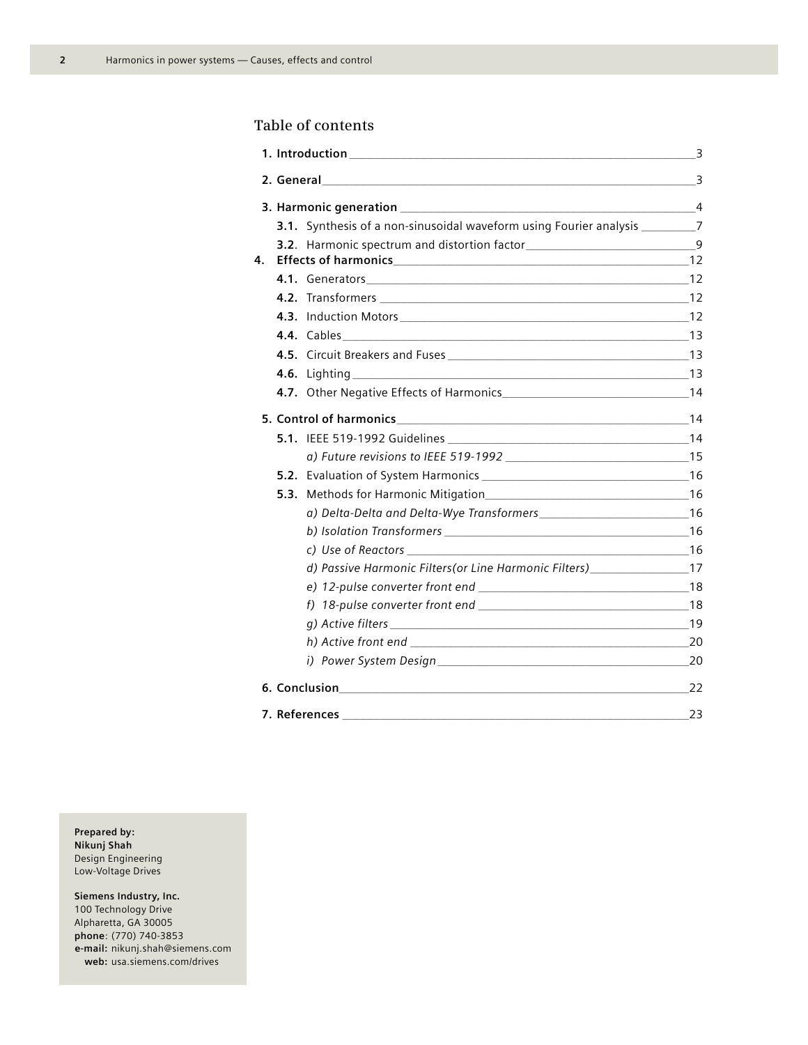## Table of contents

**1. Introduction** ______ 3

**2. General** ______ 3

**3. Harmonic generation** ______ 4

- **3.1.** Synthesis of a non-sinusoidal waveform using Fourier analysis ______ 7
- **3.2**. Harmonic spectrum and distortion factor ______ 9

**4. Effects of harmonics** ______ 12

- **4.1.** Generators ______ 12
- **4.2.** Transformers ______ 12
- **4.3.** Induction Motors ______ 12
- **4.4.** Cables ______ 13
- **4.5.** Circuit Breakers and Fuses ______ 13
- **4.6.** Lighting ______ 13
- **4.7.** Other Negative Effects of Harmonics ______ 14

**5. Control of harmonics** ______ 14

- **5.1.** IEEE 519-1992 Guidelines ______ 14
  - *a) Future revisions to IEEE 519-1992* ______ 15
- **5.2.** Evaluation of System Harmonics ______ 16
- **5.3.** Methods for Harmonic Mitigation ______ 16
  - *a) Delta-Delta and Delta-Wye Transformers* ______ 16
  - *b) Isolation Transformers* ______ 16
  - *c) Use of Reactors* ______ 16
  - *d) Passive Harmonic Filters(or Line Harmonic Filters)* ______ 17
  - *e) 12-pulse converter front end* ______ 18
  - *f) 18-pulse converter front end* ______ 18
  - *g) Active filters* ______ 19
  - *h) Active front end* ______ 20
  - *i) Power System Design* ______ 20

**6. Conclusion** ______ 22

**7. References** ______ 23

**Prepared by:**
**Nikunj Shah**
Design Engineering
Low-Voltage Drives

**Siemens Industry, Inc.**
100 Technology Drive
Alpharetta, GA 30005
**phone**: (770) 740-3853
**e-mail:** nikunj.shah@siemens.com
**web:** usa.siemens.com/drives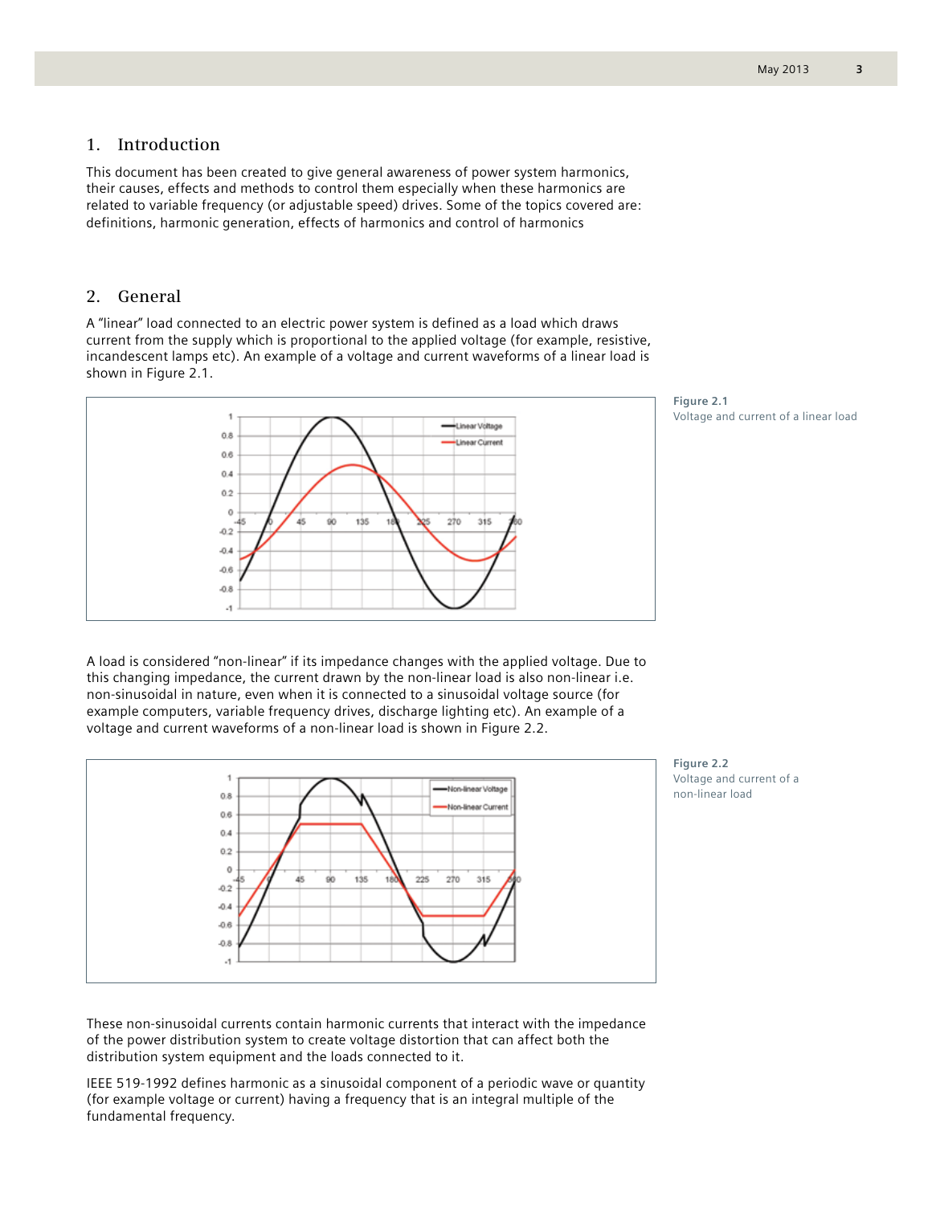## 1. Introduction

This document has been created to give general awareness of power system harmonics, their causes, effects and methods to control them especially when these harmonics are related to variable frequency (or adjustable speed) drives. Some of the topics covered are: definitions, harmonic generation, effects of harmonics and control of harmonics

## 2. General

A "linear" load connected to an electric power system is defined as a load which draws current from the supply which is proportional to the applied voltage (for example, resistive, incandescent lamps etc). An example of a voltage and current waveforms of a linear load is shown in Figure 2.1.

**Figure 2.1**
Voltage and current of a linear load

A load is considered "non-linear" if its impedance changes with the applied voltage. Due to this changing impedance, the current drawn by the non-linear load is also non-linear i.e. non-sinusoidal in nature, even when it is connected to a sinusoidal voltage source (for example computers, variable frequency drives, discharge lighting etc). An example of a voltage and current waveforms of a non-linear load is shown in Figure 2.2.

**Figure 2.2**
Voltage and current of a non-linear load

These non-sinusoidal currents contain harmonic currents that interact with the impedance of the power distribution system to create voltage distortion that can affect both the distribution system equipment and the loads connected to it.

IEEE 519-1992 defines harmonic as a sinusoidal component of a periodic wave or quantity (for example voltage or current) having a frequency that is an integral multiple of the fundamental frequency.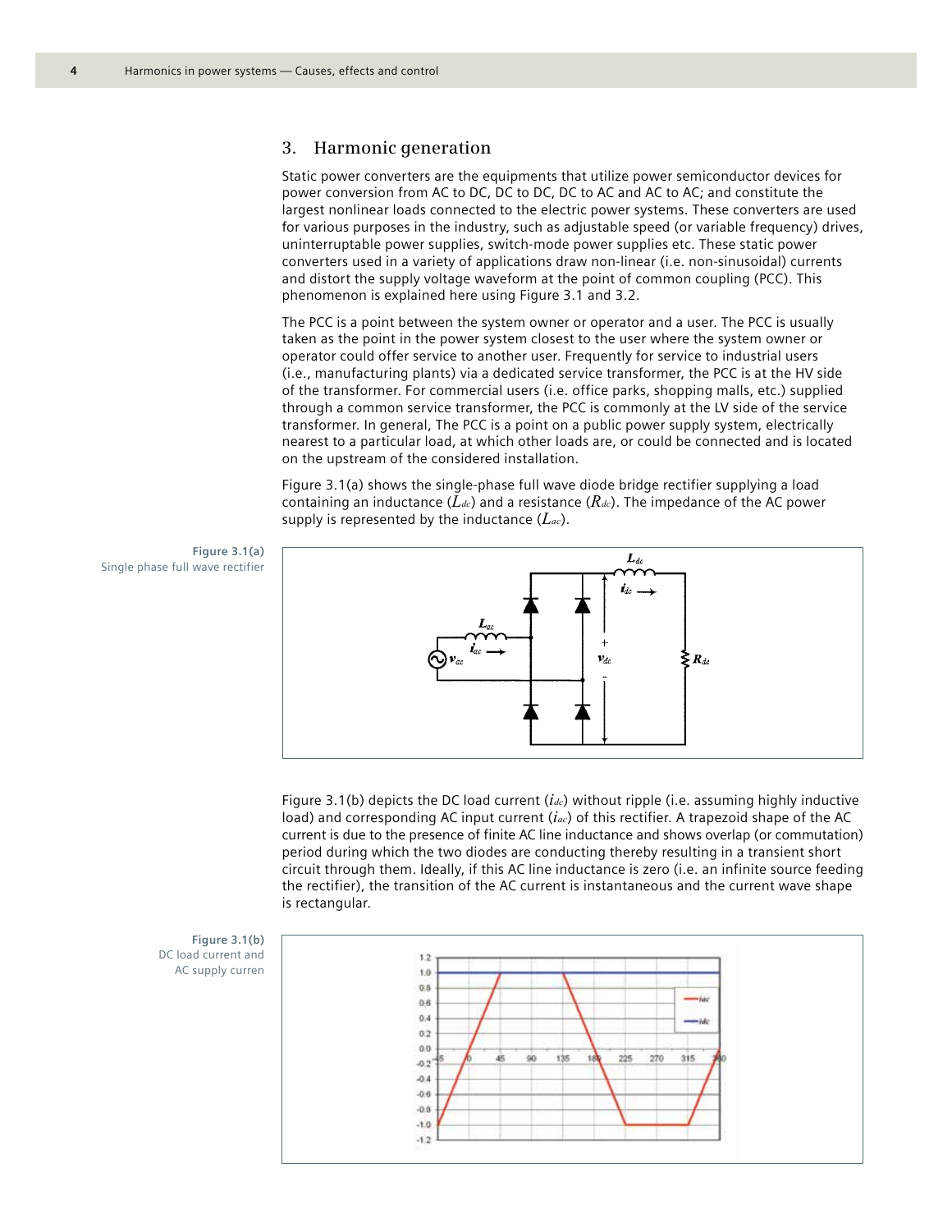## 3. Harmonic generation

Static power converters are the equipments that utilize power semiconductor devices for power conversion from AC to DC, DC to DC, DC to AC and AC to AC; and constitute the largest nonlinear loads connected to the electric power systems. These converters are used for various purposes in the industry, such as adjustable speed (or variable frequency) drives, uninterruptable power supplies, switch-mode power supplies etc. These static power converters used in a variety of applications draw non-linear (i.e. non-sinusoidal) currents and distort the supply voltage waveform at the point of common coupling (PCC). This phenomenon is explained here using Figure 3.1 and 3.2.

The PCC is a point between the system owner or operator and a user. The PCC is usually taken as the point in the power system closest to the user where the system owner or operator could offer service to another user. Frequently for service to industrial users (i.e., manufacturing plants) via a dedicated service transformer, the PCC is at the HV side of the transformer. For commercial users (i.e. office parks, shopping malls, etc.) supplied through a common service transformer, the PCC is commonly at the LV side of the service transformer. In general, The PCC is a point on a public power supply system, electrically nearest to a particular load, at which other loads are, or could be connected and is located on the upstream of the considered installation.

Figure 3.1(a) shows the single-phase full wave diode bridge rectifier supplying a load containing an inductance ($L_{dc}$) and a resistance ($R_{dc}$). The impedance of the AC power supply is represented by the inductance ($L_{ac}$).

**Figure 3.1(a)**
Single phase full wave rectifier

Figure 3.1(b) depicts the DC load current ($i_{dc}$) without ripple (i.e. assuming highly inductive load) and corresponding AC input current ($i_{ac}$) of this rectifier. A trapezoid shape of the AC current is due to the presence of finite AC line inductance and shows overlap (or commutation) period during which the two diodes are conducting thereby resulting in a transient short circuit through them. Ideally, if this AC line inductance is zero (i.e. an infinite source feeding the rectifier), the transition of the AC current is instantaneous and the current wave shape is rectangular.

**Figure 3.1(b)**
DC load current and AC supply curren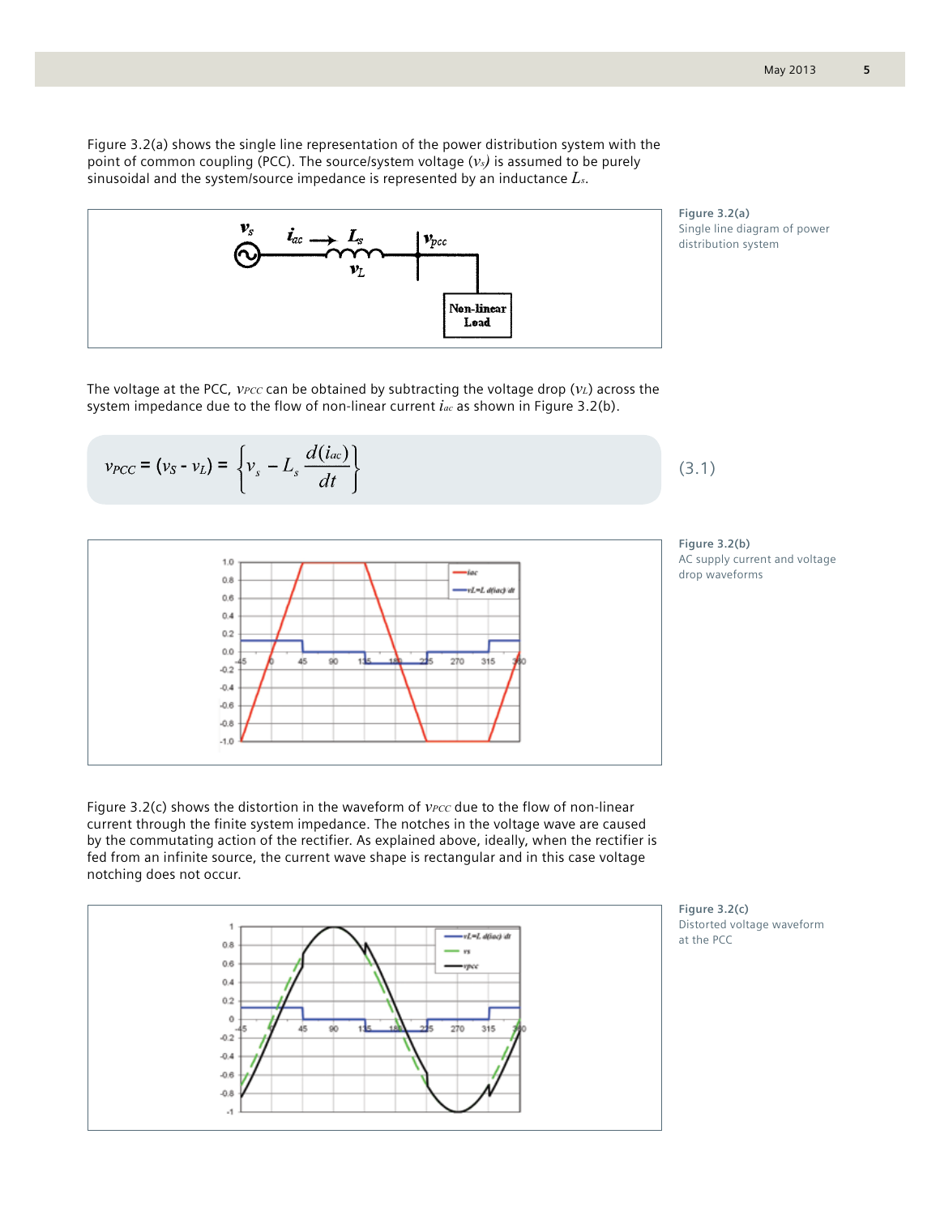Figure 3.2(a) shows the single line representation of the power distribution system with the point of common coupling (PCC). The source/system voltage ($v_s$) is assumed to be purely sinusoidal and the system/source impedance is represented by an inductance $L_s$.

Figure 3.2(a)
Single line diagram of power distribution system

The voltage at the PCC, $v_{PCC}$ can be obtained by subtracting the voltage drop ($v_L$) across the system impedance due to the flow of non-linear current $i_{ac}$ as shown in Figure 3.2(b).

$$v_{PCC} = (v_S - v_L) = \left\{ v_s - L_s \frac{d(i_{ac})}{dt} \right\} \quad (3.1)$$

Figure 3.2(b)
AC supply current and voltage drop waveforms

Figure 3.2(c) shows the distortion in the waveform of $v_{PCC}$ due to the flow of non-linear current through the finite system impedance. The notches in the voltage wave are caused by the commutating action of the rectifier. As explained above, ideally, when the rectifier is fed from an infinite source, the current wave shape is rectangular and in this case voltage notching does not occur.

Figure 3.2(c)
Distorted voltage waveform at the PCC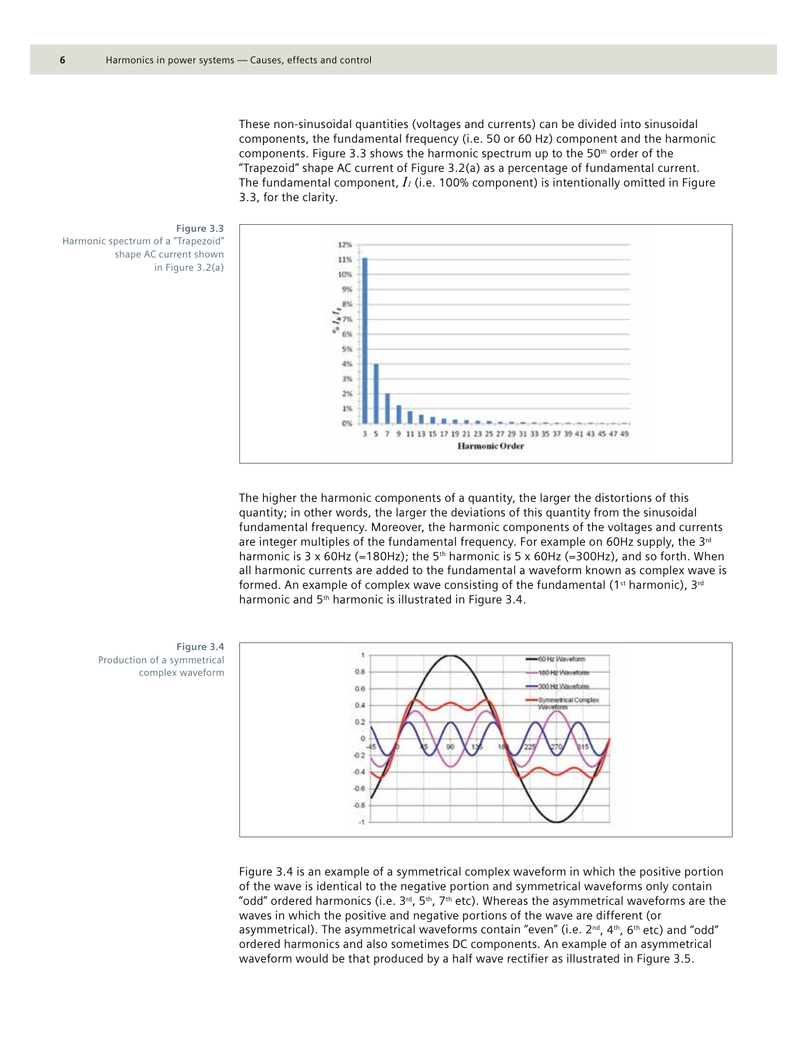These non-sinusoidal quantities (voltages and currents) can be divided into sinusoidal components, the fundamental frequency (i.e. 50 or 60 Hz) component and the harmonic components. Figure 3.3 shows the harmonic spectrum up to the 50th order of the "Trapezoid" shape AC current of Figure 3.2(a) as a percentage of fundamental current. The fundamental component, $I_1$ (i.e. 100% component) is intentionally omitted in Figure 3.3, for the clarity.

Figure 3.3
Harmonic spectrum of a "Trapezoid" shape AC current shown in Figure 3.2(a)

The higher the harmonic components of a quantity, the larger the distortions of this quantity; in other words, the larger the deviations of this quantity from the sinusoidal fundamental frequency. Moreover, the harmonic components of the voltages and currents are integer multiples of the fundamental frequency. For example on 60Hz supply, the 3rd harmonic is 3 x 60Hz (=180Hz); the 5th harmonic is 5 x 60Hz (=300Hz), and so forth. When all harmonic currents are added to the fundamental a waveform known as complex wave is formed. An example of complex wave consisting of the fundamental (1st harmonic), 3rd harmonic and 5th harmonic is illustrated in Figure 3.4.

Figure 3.4
Production of a symmetrical complex waveform

Figure 3.4 is an example of a symmetrical complex waveform in which the positive portion of the wave is identical to the negative portion and symmetrical waveforms only contain "odd" ordered harmonics (i.e. 3rd, 5th, 7th etc). Whereas the asymmetrical waveforms are the waves in which the positive and negative portions of the wave are different (or asymmetrical). The asymmetrical waveforms contain "even" (i.e. 2nd, 4th, 6th etc) and "odd" ordered harmonics and also sometimes DC components. An example of an asymmetrical waveform would be that produced by a half wave rectifier as illustrated in Figure 3.5.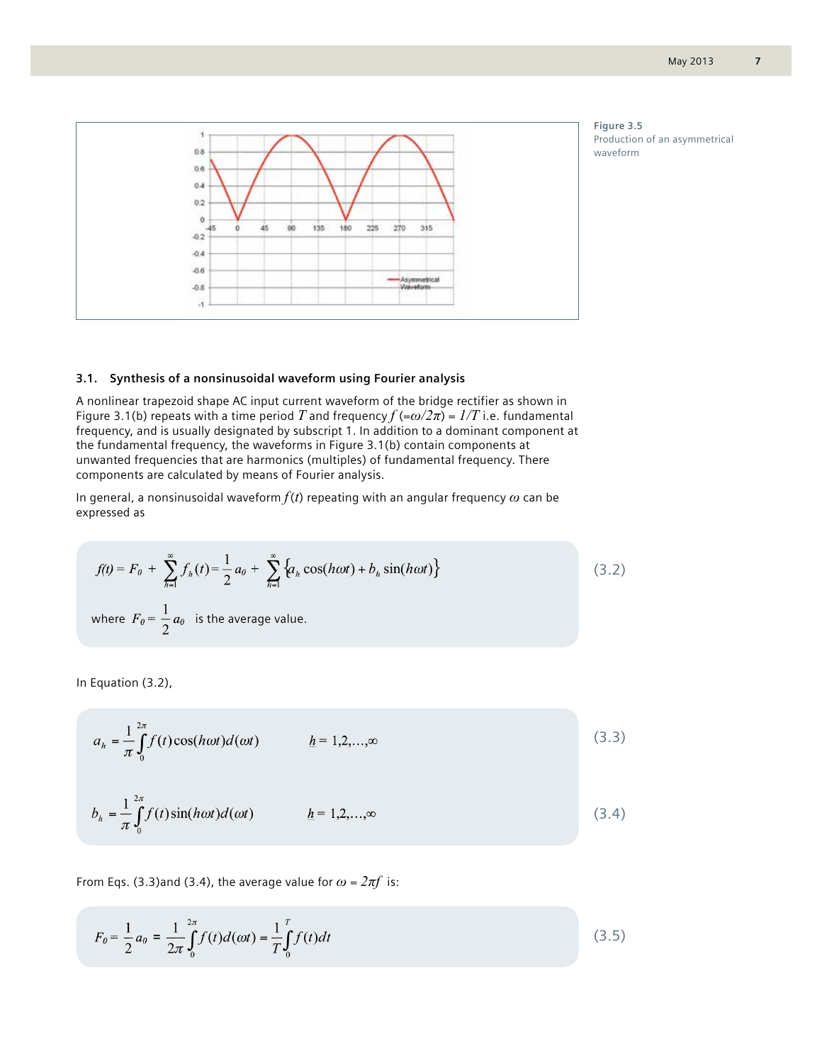Figure 3.5
Production of an asymmetrical waveform

### 3.1. Synthesis of a nonsinusoidal waveform using Fourier analysis

A nonlinear trapezoid shape AC input current waveform of the bridge rectifier as shown in Figure 3.1(b) repeats with a time period $T$ and frequency $f$ $(=\omega/2\pi) = 1/T$ i.e. fundamental frequency, and is usually designated by subscript 1. In addition to a dominant component at the fundamental frequency, the waveforms in Figure 3.1(b) contain components at unwanted frequencies that are harmonics (multiples) of fundamental frequency. There components are calculated by means of Fourier analysis.

In general, a nonsinusoidal waveform $f(t)$ repeating with an angular frequency $\omega$ can be expressed as

$$f(t) = F_0 + \sum_{h=1}^{\infty} f_h(t) = \frac{1}{2}a_0 + \sum_{h=1}^{\infty} \{a_h \cos(h\omega t) + b_h \sin(h\omega t)\} \tag{3.2}$$

where $F_0 = \frac{1}{2}a_0$ is the average value.

In Equation (3.2),

$$a_h = \frac{1}{\pi}\int_0^{2\pi} f(t)\cos(h\omega t)d(\omega t) \qquad h = 1,2,\ldots,\infty \tag{3.3}$$

$$b_h = \frac{1}{\pi}\int_0^{2\pi} f(t)\sin(h\omega t)d(\omega t) \qquad h = 1,2,\ldots,\infty \tag{3.4}$$

From Eqs. (3.3)and (3.4), the average value for $\omega = 2\pi f$ is:

$$F_0 = \frac{1}{2}a_0 = \frac{1}{2\pi}\int_0^{2\pi} f(t)d(\omega t) = \frac{1}{T}\int_0^{T} f(t)dt \tag{3.5}$$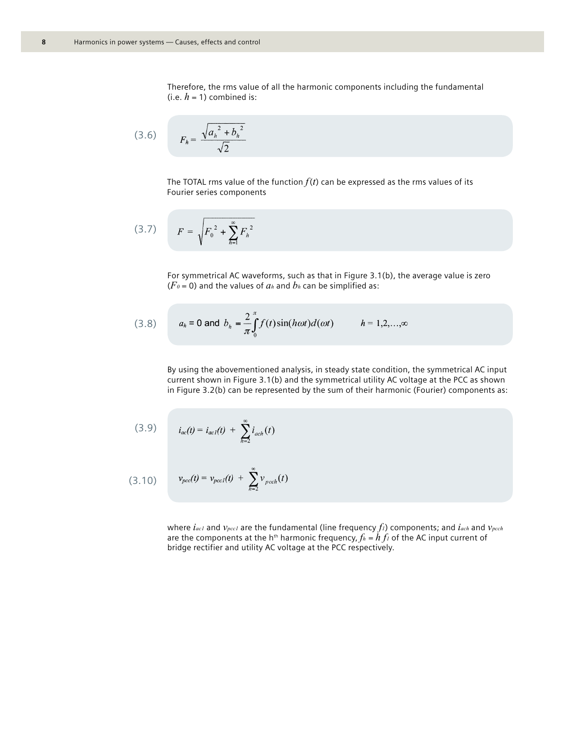Therefore, the rms value of all the harmonic components including the fundamental (i.e. $h$ = 1) combined is:

$$F_h = \frac{\sqrt{a_h^{\,2} + b_h^{\,2}}}{\sqrt{2}} \tag{3.6}$$

The TOTAL rms value of the function $f(t)$ can be expressed as the rms values of its Fourier series components

$$F = \sqrt{F_0^{\,2} + \sum_{h=1}^{\infty} F_h^{\,2}} \tag{3.7}$$

For symmetrical AC waveforms, such as that in Figure 3.1(b), the average value is zero ($F_0$ = 0) and the values of $a_h$ and $b_h$ can be simplified as:

$$a_h = 0 \text{ and } b_h = \frac{2}{\pi}\int_0^{\pi} f(t)\sin(h\omega t)d(\omega t) \qquad h = 1,2,\ldots,\infty \tag{3.8}$$

By using the abovementioned analysis, in steady state condition, the symmetrical AC input current shown in Figure 3.1(b) and the symmetrical utility AC voltage at the PCC as shown in Figure 3.2(b) can be represented by the sum of their harmonic (Fourier) components as:

$$i_{ac}(t) = i_{ac1}(t) + \sum_{h=2}^{\infty} i_{ach}(t) \tag{3.9}$$

$$v_{pcc}(t) = v_{pcc1}(t) + \sum_{h=2}^{\infty} v_{pcch}(t) \tag{3.10}$$

where $i_{ac1}$ and $v_{pcc1}$ are the fundamental (line frequency $f_1$) components; and $i_{ach}$ and $v_{pcch}$ are the components at the h[th] harmonic frequency, $f_h = h\,f_1$ of the AC input current of bridge rectifier and utility AC voltage at the PCC respectively.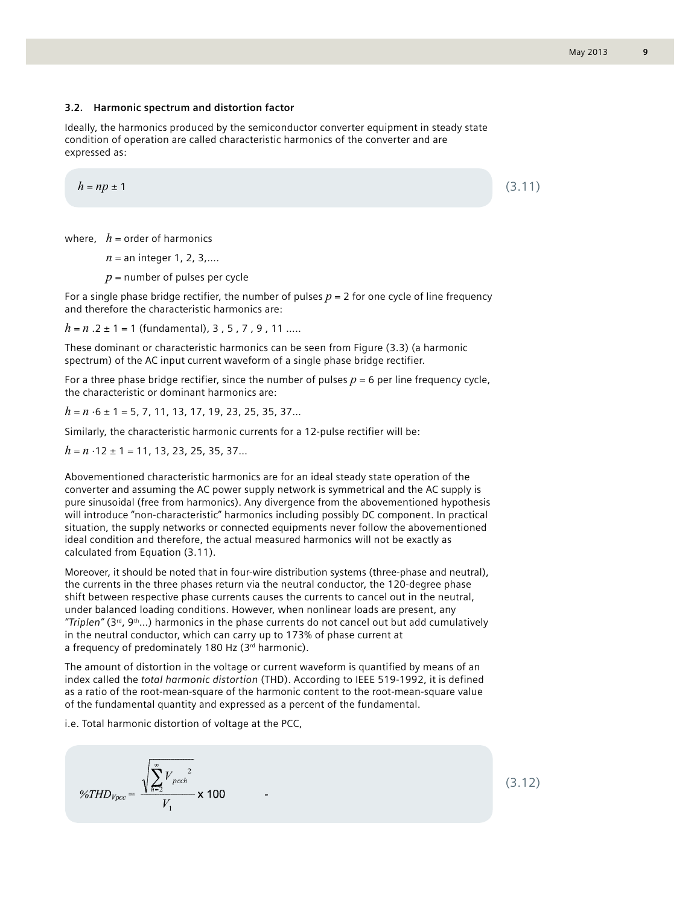### 3.2. Harmonic spectrum and distortion factor

Ideally, the harmonics produced by the semiconductor converter equipment in steady state condition of operation are called characteristic harmonics of the converter and are expressed as:

$$h = np \pm 1 \tag{3.11}$$

where, $h$ = order of harmonics

$n$ = an integer 1, 2, 3,....

$p$ = number of pulses per cycle

For a single phase bridge rectifier, the number of pulses $p$ = 2 for one cycle of line frequency and therefore the characteristic harmonics are:

$h = n \cdot 2 \pm 1$ = 1 (fundamental), 3 , 5 , 7 , 9 , 11 .....

These dominant or characteristic harmonics can be seen from Figure (3.3) (a harmonic spectrum) of the AC input current waveform of a single phase bridge rectifier.

For a three phase bridge rectifier, since the number of pulses $p$ = 6 per line frequency cycle, the characteristic or dominant harmonics are:

$h = n \cdot 6 \pm 1$ = 5, 7, 11, 13, 17, 19, 23, 25, 35, 37...

Similarly, the characteristic harmonic currents for a 12-pulse rectifier will be:

$h = n \cdot 12 \pm 1$ = 11, 13, 23, 25, 35, 37...

Abovementioned characteristic harmonics are for an ideal steady state operation of the converter and assuming the AC power supply network is symmetrical and the AC supply is pure sinusoidal (free from harmonics). Any divergence from the abovementioned hypothesis will introduce "non-characteristic" harmonics including possibly DC component. In practical situation, the supply networks or connected equipments never follow the abovementioned ideal condition and therefore, the actual measured harmonics will not be exactly as calculated from Equation (3.11).

Moreover, it should be noted that in four-wire distribution systems (three-phase and neutral), the currents in the three phases return via the neutral conductor, the 120-degree phase shift between respective phase currents causes the currents to cancel out in the neutral, under balanced loading conditions. However, when nonlinear loads are present, any *"Triplen"* (3rd, 9th...) harmonics in the phase currents do not cancel out but add cumulatively in the neutral conductor, which can carry up to 173% of phase current at a frequency of predominately 180 Hz (3rd harmonic).

The amount of distortion in the voltage or current waveform is quantified by means of an index called the *total harmonic distortion* (THD). According to IEEE 519-1992, it is defined as a ratio of the root-mean-square of the harmonic content to the root-mean-square value of the fundamental quantity and expressed as a percent of the fundamental.

i.e. Total harmonic distortion of voltage at the PCC,

$$\%THD_{Vpcc} = \frac{\sqrt{\sum_{h=2}^{\infty} V_{pcch}^{2}}}{V_1} \times 100 \tag{3.12}$$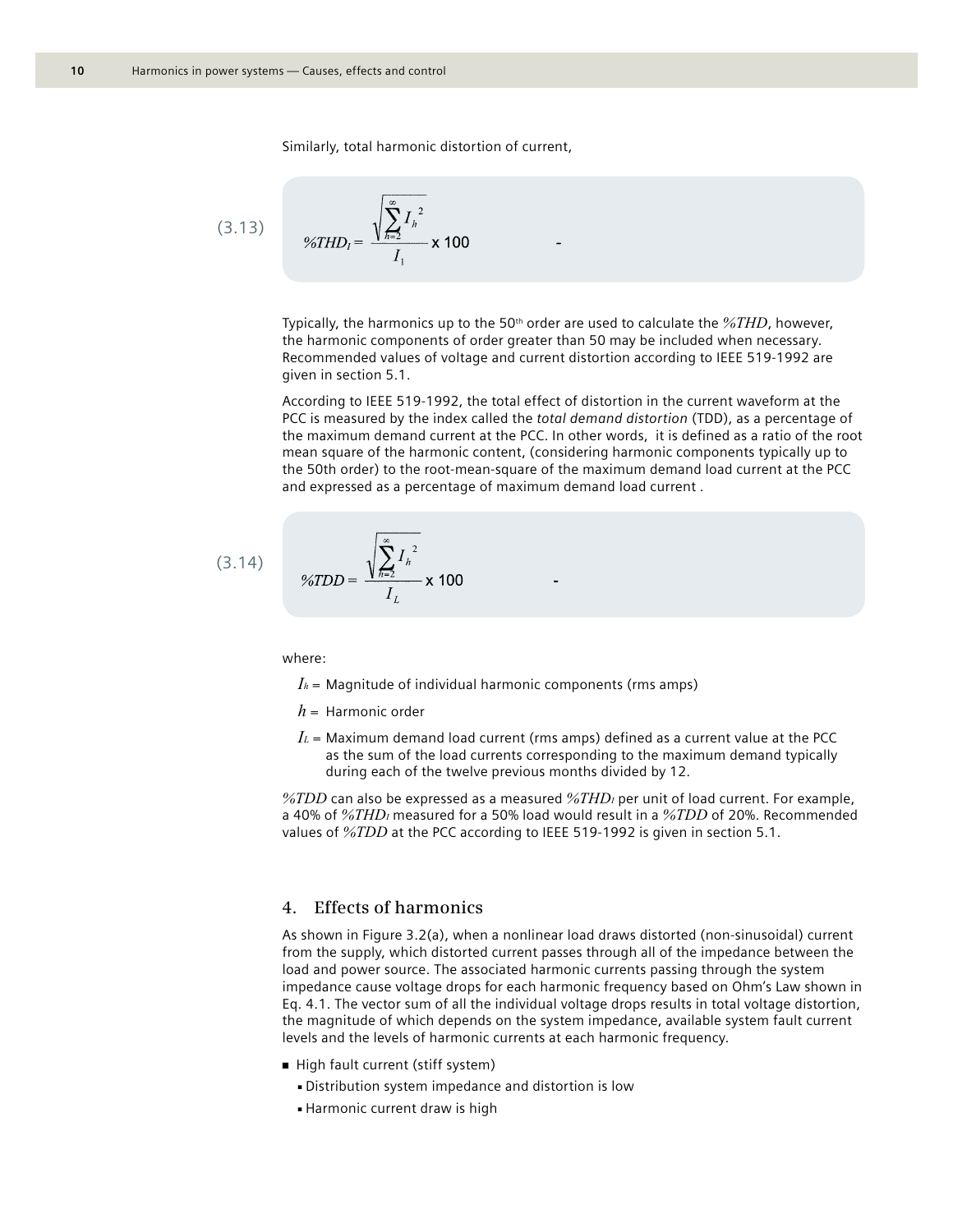Similarly, total harmonic distortion of current,

$$\%THD_I = \frac{\sqrt{\sum_{h=2}^{\infty} I_h^{\,2}}}{I_1} \times 100 \qquad (3.13)$$

Typically, the harmonics up to the 50th order are used to calculate the $\%THD$, however, the harmonic components of order greater than 50 may be included when necessary. Recommended values of voltage and current distortion according to IEEE 519-1992 are given in section 5.1.

According to IEEE 519-1992, the total effect of distortion in the current waveform at the PCC is measured by the index called the *total demand distortion* (TDD), as a percentage of the maximum demand current at the PCC. In other words, it is defined as a ratio of the root mean square of the harmonic content, (considering harmonic components typically up to the 50th order) to the root-mean-square of the maximum demand load current at the PCC and expressed as a percentage of maximum demand load current .

$$\%TDD = \frac{\sqrt{\sum_{h=2}^{\infty} I_h^{\,2}}}{I_L} \times 100 \qquad (3.14)$$

where:

- $I_h$ = Magnitude of individual harmonic components (rms amps)
- $h$ = Harmonic order
- $I_L$ = Maximum demand load current (rms amps) defined as a current value at the PCC as the sum of the load currents corresponding to the maximum demand typically during each of the twelve previous months divided by 12.

$\%TDD$ can also be expressed as a measured $\%THD_I$ per unit of load current. For example, a 40% of $\%THD_I$ measured for a 50% load would result in a $\%TDD$ of 20%. Recommended values of $\%TDD$ at the PCC according to IEEE 519-1992 is given in section 5.1.

## 4. Effects of harmonics

As shown in Figure 3.2(a), when a nonlinear load draws distorted (non-sinusoidal) current from the supply, which distorted current passes through all of the impedance between the load and power source. The associated harmonic currents passing through the system impedance cause voltage drops for each harmonic frequency based on Ohm's Law shown in Eq. 4.1. The vector sum of all the individual voltage drops results in total voltage distortion, the magnitude of which depends on the system impedance, available system fault current levels and the levels of harmonic currents at each harmonic frequency.

- High fault current (stiff system)
  - Distribution system impedance and distortion is low
  - Harmonic current draw is high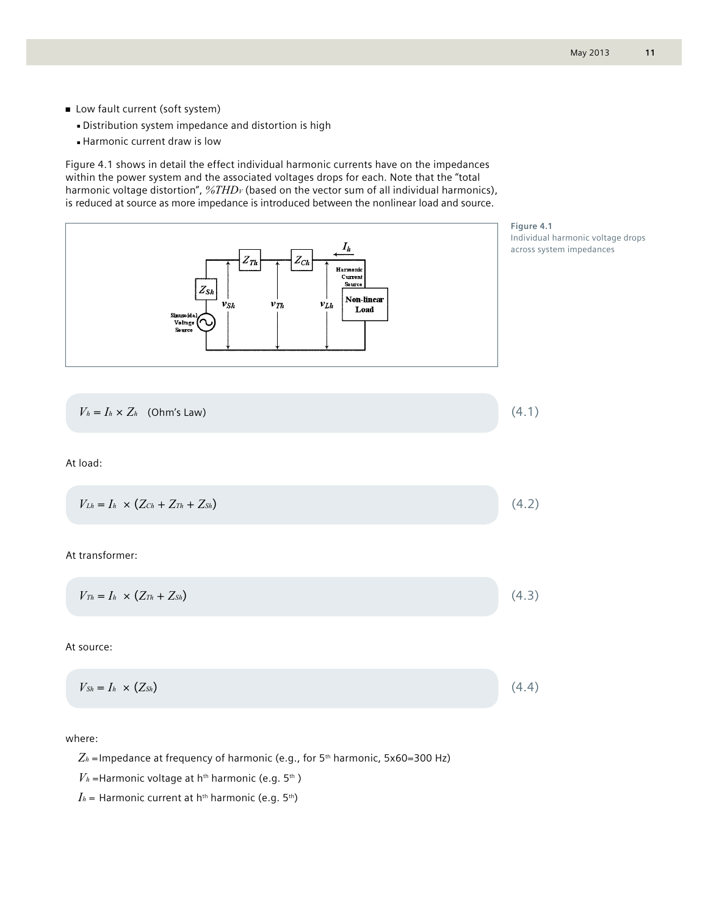- Low fault current (soft system)
  - Distribution system impedance and distortion is high
  - Harmonic current draw is low

Figure 4.1 shows in detail the effect individual harmonic currents have on the impedances within the power system and the associated voltages drops for each. Note that the "total harmonic voltage distortion", $\%THD_V$ (based on the vector sum of all individual harmonics), is reduced at source as more impedance is introduced between the nonlinear load and source.

**Figure 4.1**
Individual harmonic voltage drops across system impedances

$$V_h = I_h \times Z_h \quad \text{(Ohm's Law)} \tag{4.1}$$

At load:

$$V_{Lh} = I_h \times (Z_{Ch} + Z_{Th} + Z_{Sh}) \tag{4.2}$$

At transformer:

$$V_{Th} = I_h \times (Z_{Th} + Z_{Sh}) \tag{4.3}$$

At source:

$$V_{Sh} = I_h \times (Z_{Sh}) \tag{4.4}$$

where:

$Z_h$ = Impedance at frequency of harmonic (e.g., for 5th harmonic, 5x60=300 Hz)

$V_h$ = Harmonic voltage at hth harmonic (e.g. 5th )

$I_h$ = Harmonic current at hth harmonic (e.g. 5th)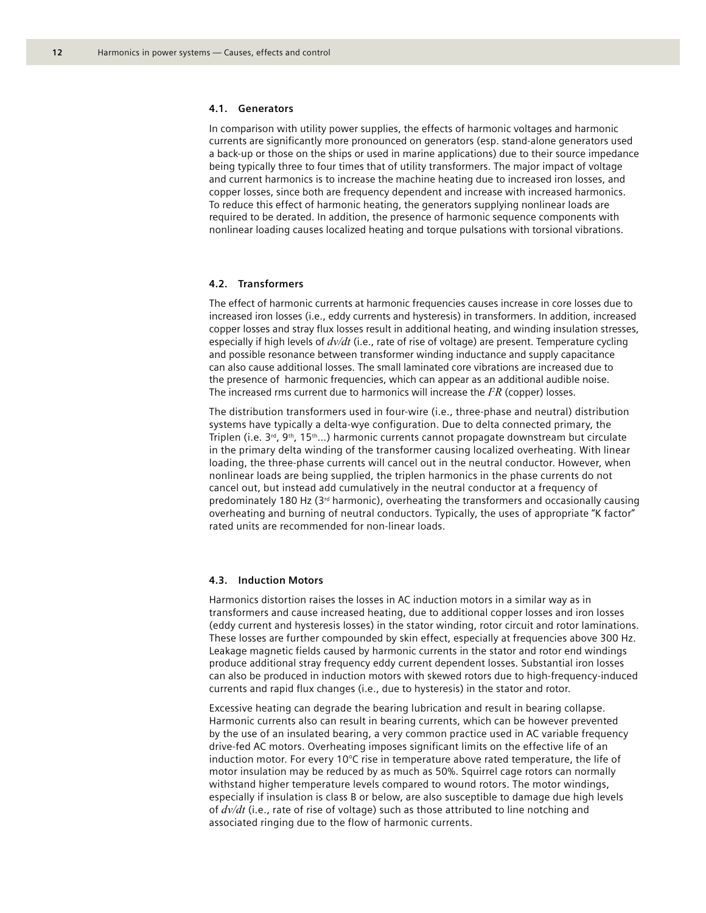### 4.1. Generators

In comparison with utility power supplies, the effects of harmonic voltages and harmonic currents are significantly more pronounced on generators (esp. stand-alone generators used a back-up or those on the ships or used in marine applications) due to their source impedance being typically three to four times that of utility transformers. The major impact of voltage and current harmonics is to increase the machine heating due to increased iron losses, and copper losses, since both are frequency dependent and increase with increased harmonics. To reduce this effect of harmonic heating, the generators supplying nonlinear loads are required to be derated. In addition, the presence of harmonic sequence components with nonlinear loading causes localized heating and torque pulsations with torsional vibrations.

### 4.2. Transformers

The effect of harmonic currents at harmonic frequencies causes increase in core losses due to increased iron losses (i.e., eddy currents and hysteresis) in transformers. In addition, increased copper losses and stray flux losses result in additional heating, and winding insulation stresses, especially if high levels of $dv/dt$ (i.e., rate of rise of voltage) are present. Temperature cycling and possible resonance between transformer winding inductance and supply capacitance can also cause additional losses. The small laminated core vibrations are increased due to the presence of harmonic frequencies, which can appear as an additional audible noise. The increased rms current due to harmonics will increase the $I^2R$ (copper) losses.

The distribution transformers used in four-wire (i.e., three-phase and neutral) distribution systems have typically a delta-wye configuration. Due to delta connected primary, the Triplen (i.e. 3rd, 9th, 15th...) harmonic currents cannot propagate downstream but circulate in the primary delta winding of the transformer causing localized overheating. With linear loading, the three-phase currents will cancel out in the neutral conductor. However, when nonlinear loads are being supplied, the triplen harmonics in the phase currents do not cancel out, but instead add cumulatively in the neutral conductor at a frequency of predominately 180 Hz (3rd harmonic), overheating the transformers and occasionally causing overheating and burning of neutral conductors. Typically, the uses of appropriate "K factor" rated units are recommended for non-linear loads.

### 4.3. Induction Motors

Harmonics distortion raises the losses in AC induction motors in a similar way as in transformers and cause increased heating, due to additional copper losses and iron losses (eddy current and hysteresis losses) in the stator winding, rotor circuit and rotor laminations. These losses are further compounded by skin effect, especially at frequencies above 300 Hz. Leakage magnetic fields caused by harmonic currents in the stator and rotor end windings produce additional stray frequency eddy current dependent losses. Substantial iron losses can also be produced in induction motors with skewed rotors due to high-frequency-induced currents and rapid flux changes (i.e., due to hysteresis) in the stator and rotor.

Excessive heating can degrade the bearing lubrication and result in bearing collapse. Harmonic currents also can result in bearing currents, which can be however prevented by the use of an insulated bearing, a very common practice used in AC variable frequency drive-fed AC motors. Overheating imposes significant limits on the effective life of an induction motor. For every 10°C rise in temperature above rated temperature, the life of motor insulation may be reduced by as much as 50%. Squirrel cage rotors can normally withstand higher temperature levels compared to wound rotors. The motor windings, especially if insulation is class B or below, are also susceptible to damage due high levels of $dv/dt$ (i.e., rate of rise of voltage) such as those attributed to line notching and associated ringing due to the flow of harmonic currents.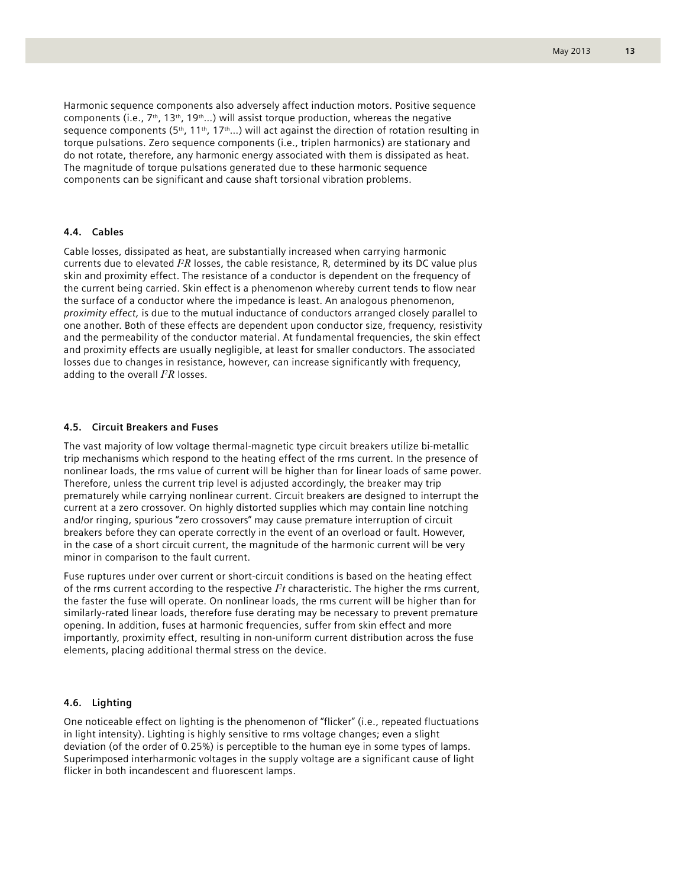Harmonic sequence components also adversely affect induction motors. Positive sequence components (i.e., 7th, 13th, 19th...) will assist torque production, whereas the negative sequence components (5th, 11th, 17th...) will act against the direction of rotation resulting in torque pulsations. Zero sequence components (i.e., triplen harmonics) are stationary and do not rotate, therefore, any harmonic energy associated with them is dissipated as heat. The magnitude of torque pulsations generated due to these harmonic sequence components can be significant and cause shaft torsional vibration problems.

### 4.4. Cables

Cable losses, dissipated as heat, are substantially increased when carrying harmonic currents due to elevated $I^2R$ losses, the cable resistance, R, determined by its DC value plus skin and proximity effect. The resistance of a conductor is dependent on the frequency of the current being carried. Skin effect is a phenomenon whereby current tends to flow near the surface of a conductor where the impedance is least. An analogous phenomenon, *proximity effect,* is due to the mutual inductance of conductors arranged closely parallel to one another. Both of these effects are dependent upon conductor size, frequency, resistivity and the permeability of the conductor material. At fundamental frequencies, the skin effect and proximity effects are usually negligible, at least for smaller conductors. The associated losses due to changes in resistance, however, can increase significantly with frequency, adding to the overall $I^2R$ losses.

### 4.5. Circuit Breakers and Fuses

The vast majority of low voltage thermal-magnetic type circuit breakers utilize bi-metallic trip mechanisms which respond to the heating effect of the rms current. In the presence of nonlinear loads, the rms value of current will be higher than for linear loads of same power. Therefore, unless the current trip level is adjusted accordingly, the breaker may trip prematurely while carrying nonlinear current. Circuit breakers are designed to interrupt the current at a zero crossover. On highly distorted supplies which may contain line notching and/or ringing, spurious "zero crossovers" may cause premature interruption of circuit breakers before they can operate correctly in the event of an overload or fault. However, in the case of a short circuit current, the magnitude of the harmonic current will be very minor in comparison to the fault current.

Fuse ruptures under over current or short-circuit conditions is based on the heating effect of the rms current according to the respective $I^2t$ characteristic. The higher the rms current, the faster the fuse will operate. On nonlinear loads, the rms current will be higher than for similarly-rated linear loads, therefore fuse derating may be necessary to prevent premature opening. In addition, fuses at harmonic frequencies, suffer from skin effect and more importantly, proximity effect, resulting in non-uniform current distribution across the fuse elements, placing additional thermal stress on the device.

### 4.6. Lighting

One noticeable effect on lighting is the phenomenon of "flicker" (i.e., repeated fluctuations in light intensity). Lighting is highly sensitive to rms voltage changes; even a slight deviation (of the order of 0.25%) is perceptible to the human eye in some types of lamps. Superimposed interharmonic voltages in the supply voltage are a significant cause of light flicker in both incandescent and fluorescent lamps.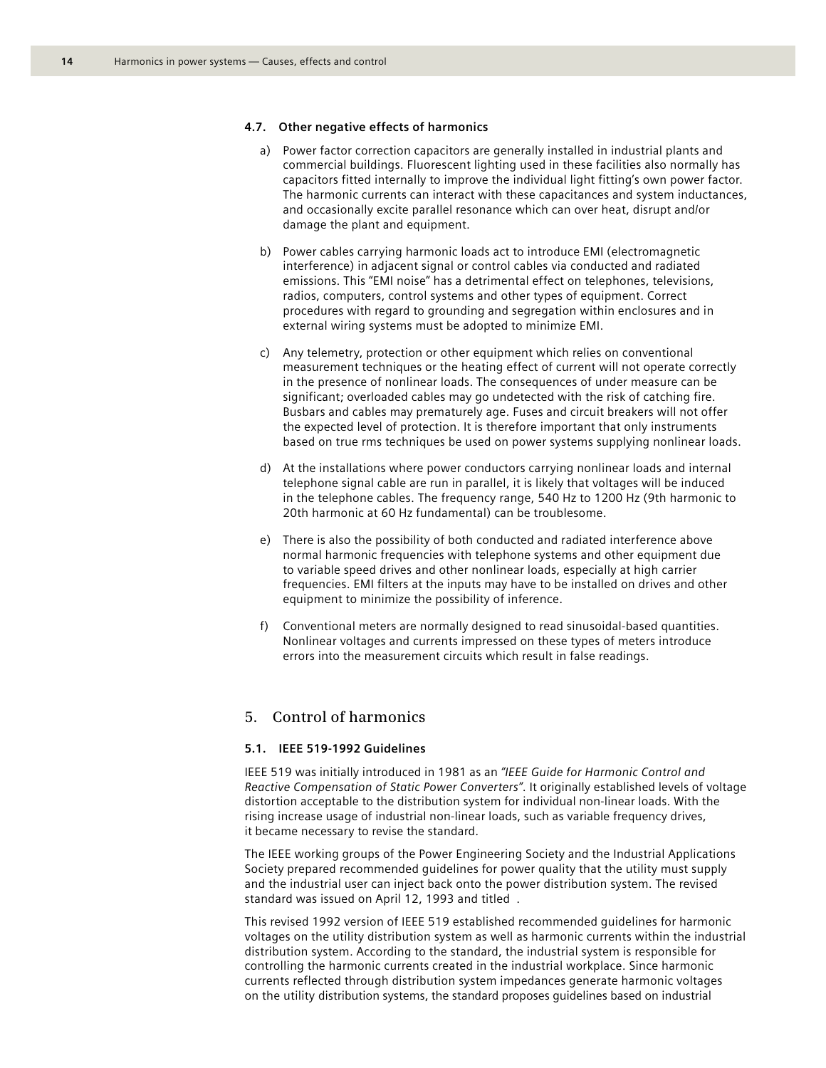### 4.7. Other negative effects of harmonics

a) Power factor correction capacitors are generally installed in industrial plants and commercial buildings. Fluorescent lighting used in these facilities also normally has capacitors fitted internally to improve the individual light fitting's own power factor. The harmonic currents can interact with these capacitances and system inductances, and occasionally excite parallel resonance which can over heat, disrupt and/or damage the plant and equipment.

b) Power cables carrying harmonic loads act to introduce EMI (electromagnetic interference) in adjacent signal or control cables via conducted and radiated emissions. This "EMI noise" has a detrimental effect on telephones, televisions, radios, computers, control systems and other types of equipment. Correct procedures with regard to grounding and segregation within enclosures and in external wiring systems must be adopted to minimize EMI.

c) Any telemetry, protection or other equipment which relies on conventional measurement techniques or the heating effect of current will not operate correctly in the presence of nonlinear loads. The consequences of under measure can be significant; overloaded cables may go undetected with the risk of catching fire. Busbars and cables may prematurely age. Fuses and circuit breakers will not offer the expected level of protection. It is therefore important that only instruments based on true rms techniques be used on power systems supplying nonlinear loads.

d) At the installations where power conductors carrying nonlinear loads and internal telephone signal cable are run in parallel, it is likely that voltages will be induced in the telephone cables. The frequency range, 540 Hz to 1200 Hz (9th harmonic to 20th harmonic at 60 Hz fundamental) can be troublesome.

e) There is also the possibility of both conducted and radiated interference above normal harmonic frequencies with telephone systems and other equipment due to variable speed drives and other nonlinear loads, especially at high carrier frequencies. EMI filters at the inputs may have to be installed on drives and other equipment to minimize the possibility of inference.

f) Conventional meters are normally designed to read sinusoidal-based quantities. Nonlinear voltages and currents impressed on these types of meters introduce errors into the measurement circuits which result in false readings.

## 5. Control of harmonics

### 5.1. IEEE 519-1992 Guidelines

IEEE 519 was initially introduced in 1981 as an *"IEEE Guide for Harmonic Control and Reactive Compensation of Static Power Converters"*. It originally established levels of voltage distortion acceptable to the distribution system for individual non-linear loads. With the rising increase usage of industrial non-linear loads, such as variable frequency drives, it became necessary to revise the standard.

The IEEE working groups of the Power Engineering Society and the Industrial Applications Society prepared recommended guidelines for power quality that the utility must supply and the industrial user can inject back onto the power distribution system. The revised standard was issued on April 12, 1993 and titled .

This revised 1992 version of IEEE 519 established recommended guidelines for harmonic voltages on the utility distribution system as well as harmonic currents within the industrial distribution system. According to the standard, the industrial system is responsible for controlling the harmonic currents created in the industrial workplace. Since harmonic currents reflected through distribution system impedances generate harmonic voltages on the utility distribution systems, the standard proposes guidelines based on industrial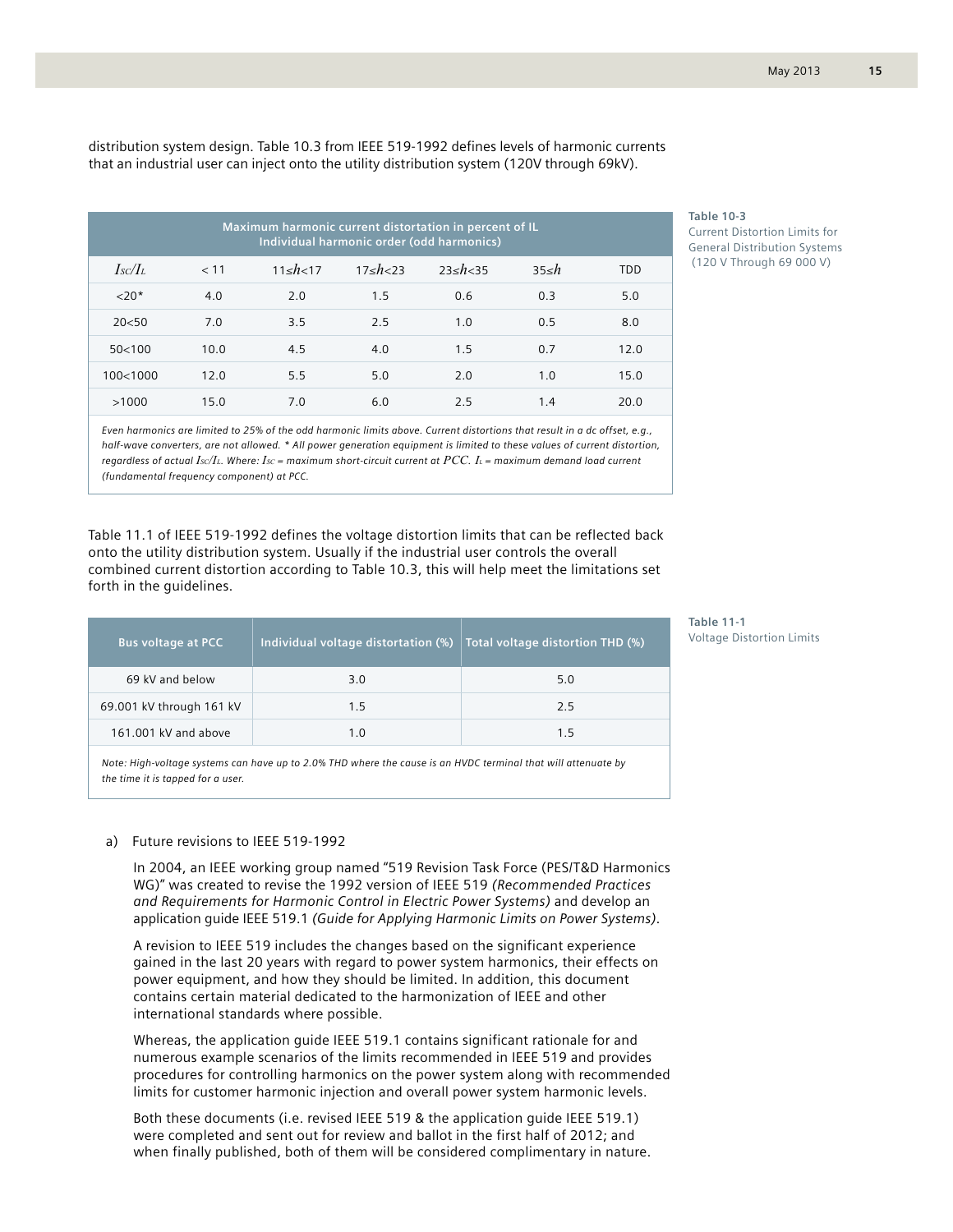distribution system design. Table 10.3 from IEEE 519-1992 defines levels of harmonic currents that an industrial user can inject onto the utility distribution system (120V through 69kV).

**Table 10-3**
Current Distortion Limits for General Distribution Systems (120 V Through 69 000 V)

| Maximum harmonic current distortation in percent of IL Individual harmonic order (odd harmonics) | | | | | | |
|---|---|---|---|---|---|---|
| $I_{SC}/I_L$ | < 11 | $11 \leq h < 17$ | $17 \leq h < 23$ | $23 \leq h < 35$ | $35 \leq h$ | TDD |
| <20* | 4.0 | 2.0 | 1.5 | 0.6 | 0.3 | 5.0 |
| 20<50 | 7.0 | 3.5 | 2.5 | 1.0 | 0.5 | 8.0 |
| 50<100 | 10.0 | 4.5 | 4.0 | 1.5 | 0.7 | 12.0 |
| 100<1000 | 12.0 | 5.5 | 5.0 | 2.0 | 1.0 | 15.0 |
| >1000 | 15.0 | 7.0 | 6.0 | 2.5 | 1.4 | 20.0 |

*Even harmonics are limited to 25% of the odd harmonic limits above. Current distortions that result in a dc offset, e.g., half-wave converters, are not allowed. * All power generation equipment is limited to these values of current distortion, regardless of actual $I_{SC}/I_L$. Where: $I_{SC}$ = maximum short-circuit current at PCC. $I_L$ = maximum demand load current (fundamental frequency component) at PCC.*

Table 11.1 of IEEE 519-1992 defines the voltage distortion limits that can be reflected back onto the utility distribution system. Usually if the industrial user controls the overall combined current distortion according to Table 10.3, this will help meet the limitations set forth in the guidelines.

**Table 11-1**
Voltage Distortion Limits

| Bus voltage at PCC | Individual voltage distortation (%) | Total voltage distortion THD (%) |
|---|---|---|
| 69 kV and below | 3.0 | 5.0 |
| 69.001 kV through 161 kV | 1.5 | 2.5 |
| 161.001 kV and above | 1.0 | 1.5 |

*Note: High-voltage systems can have up to 2.0% THD where the cause is an HVDC terminal that will attenuate by the time it is tapped for a user.*

a) Future revisions to IEEE 519-1992

In 2004, an IEEE working group named "519 Revision Task Force (PES/T&D Harmonics WG)" was created to revise the 1992 version of IEEE 519 *(Recommended Practices and Requirements for Harmonic Control in Electric Power Systems)* and develop an application guide IEEE 519.1 *(Guide for Applying Harmonic Limits on Power Systems)*.

A revision to IEEE 519 includes the changes based on the significant experience gained in the last 20 years with regard to power system harmonics, their effects on power equipment, and how they should be limited. In addition, this document contains certain material dedicated to the harmonization of IEEE and other international standards where possible.

Whereas, the application guide IEEE 519.1 contains significant rationale for and numerous example scenarios of the limits recommended in IEEE 519 and provides procedures for controlling harmonics on the power system along with recommended limits for customer harmonic injection and overall power system harmonic levels.

Both these documents (i.e. revised IEEE 519 & the application guide IEEE 519.1) were completed and sent out for review and ballot in the first half of 2012; and when finally published, both of them will be considered complimentary in nature.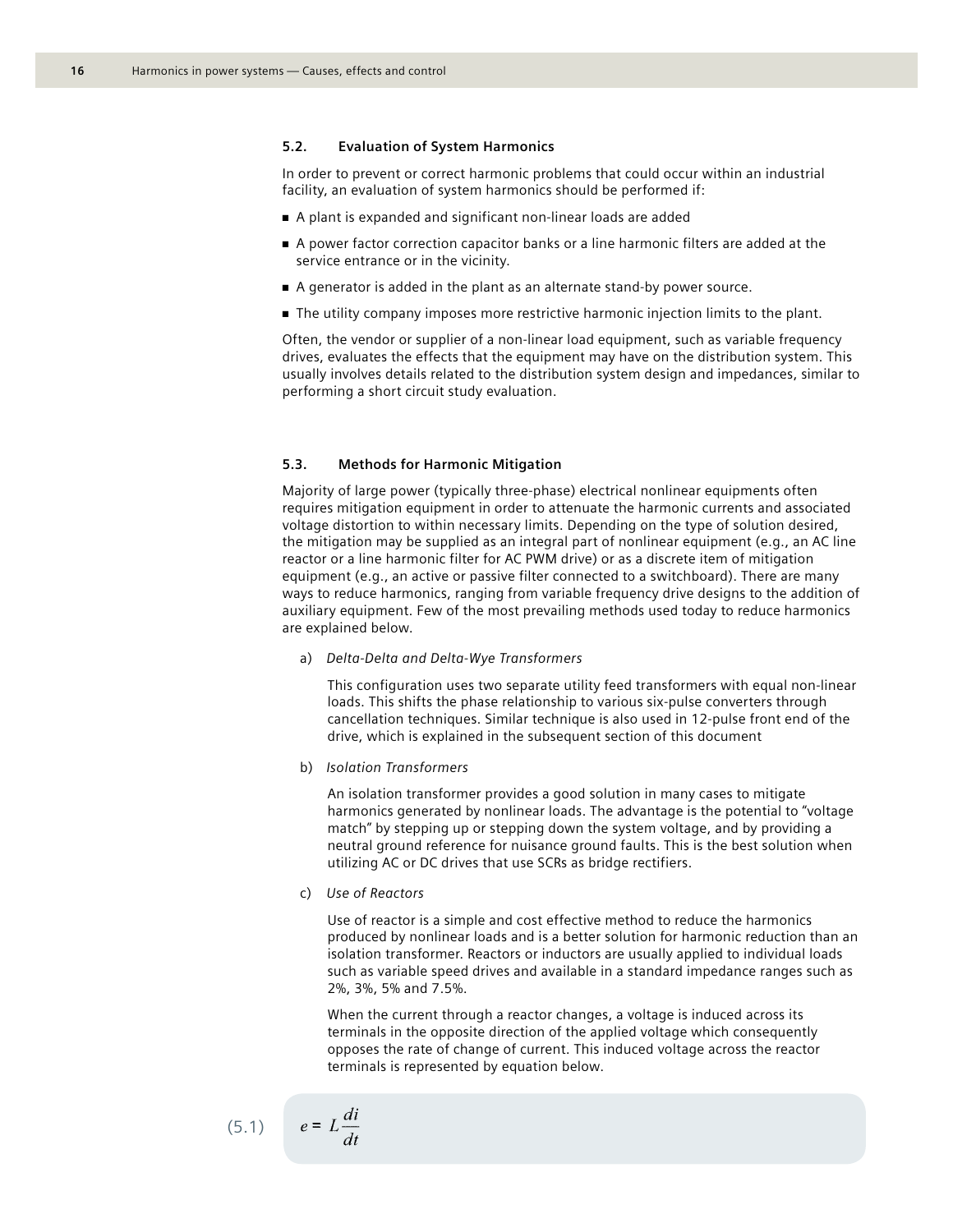### 5.2. Evaluation of System Harmonics

In order to prevent or correct harmonic problems that could occur within an industrial facility, an evaluation of system harmonics should be performed if:

- A plant is expanded and significant non-linear loads are added
- A power factor correction capacitor banks or a line harmonic filters are added at the service entrance or in the vicinity.
- A generator is added in the plant as an alternate stand-by power source.
- The utility company imposes more restrictive harmonic injection limits to the plant.

Often, the vendor or supplier of a non-linear load equipment, such as variable frequency drives, evaluates the effects that the equipment may have on the distribution system. This usually involves details related to the distribution system design and impedances, similar to performing a short circuit study evaluation.

### 5.3. Methods for Harmonic Mitigation

Majority of large power (typically three-phase) electrical nonlinear equipments often requires mitigation equipment in order to attenuate the harmonic currents and associated voltage distortion to within necessary limits. Depending on the type of solution desired, the mitigation may be supplied as an integral part of nonlinear equipment (e.g., an AC line reactor or a line harmonic filter for AC PWM drive) or as a discrete item of mitigation equipment (e.g., an active or passive filter connected to a switchboard). There are many ways to reduce harmonics, ranging from variable frequency drive designs to the addition of auxiliary equipment. Few of the most prevailing methods used today to reduce harmonics are explained below.

a) *Delta-Delta and Delta-Wye Transformers*

This configuration uses two separate utility feed transformers with equal non-linear loads. This shifts the phase relationship to various six-pulse converters through cancellation techniques. Similar technique is also used in 12-pulse front end of the drive, which is explained in the subsequent section of this document

b) *Isolation Transformers*

An isolation transformer provides a good solution in many cases to mitigate harmonics generated by nonlinear loads. The advantage is the potential to "voltage match" by stepping up or stepping down the system voltage, and by providing a neutral ground reference for nuisance ground faults. This is the best solution when utilizing AC or DC drives that use SCRs as bridge rectifiers.

c) *Use of Reactors*

Use of reactor is a simple and cost effective method to reduce the harmonics produced by nonlinear loads and is a better solution for harmonic reduction than an isolation transformer. Reactors or inductors are usually applied to individual loads such as variable speed drives and available in a standard impedance ranges such as 2%, 3%, 5% and 7.5%.

When the current through a reactor changes, a voltage is induced across its terminals in the opposite direction of the applied voltage which consequently opposes the rate of change of current. This induced voltage across the reactor terminals is represented by equation below.

$$e = L\frac{di}{dt} \tag{5.1}$$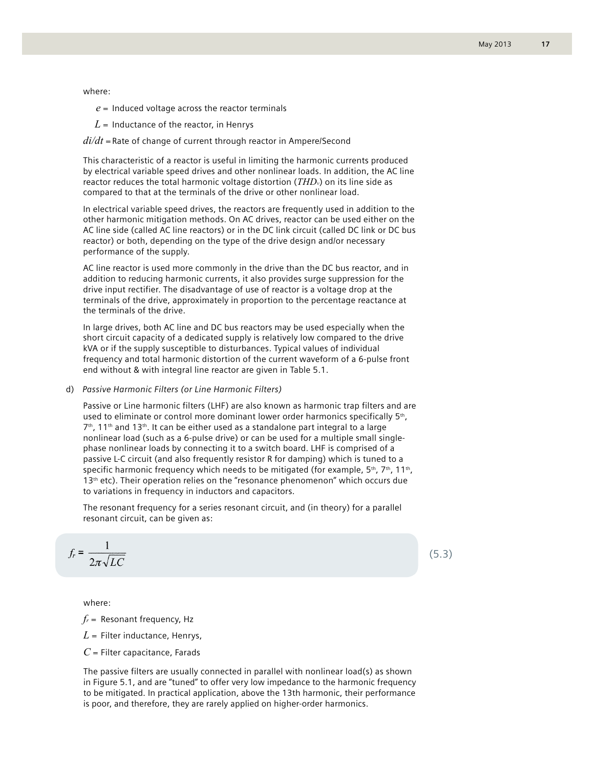where:

$e$ = Induced voltage across the reactor terminals

$L$ = Inductance of the reactor, in Henrys

$di/dt$ = Rate of change of current through reactor in Ampere/Second

This characteristic of a reactor is useful in limiting the harmonic currents produced by electrical variable speed drives and other nonlinear loads. In addition, the AC line reactor reduces the total harmonic voltage distortion ($THD_v$) on its line side as compared to that at the terminals of the drive or other nonlinear load.

In electrical variable speed drives, the reactors are frequently used in addition to the other harmonic mitigation methods. On AC drives, reactor can be used either on the AC line side (called AC line reactors) or in the DC link circuit (called DC link or DC bus reactor) or both, depending on the type of the drive design and/or necessary performance of the supply.

AC line reactor is used more commonly in the drive than the DC bus reactor, and in addition to reducing harmonic currents, it also provides surge suppression for the drive input rectifier. The disadvantage of use of reactor is a voltage drop at the terminals of the drive, approximately in proportion to the percentage reactance at the terminals of the drive.

In large drives, both AC line and DC bus reactors may be used especially when the short circuit capacity of a dedicated supply is relatively low compared to the drive kVA or if the supply susceptible to disturbances. Typical values of individual frequency and total harmonic distortion of the current waveform of a 6-pulse front end without & with integral line reactor are given in Table 5.1.

d) *Passive Harmonic Filters (or Line Harmonic Filters)*

Passive or Line harmonic filters (LHF) are also known as harmonic trap filters and are used to eliminate or control more dominant lower order harmonics specifically 5th, 7th, 11th and 13th. It can be either used as a standalone part integral to a large nonlinear load (such as a 6-pulse drive) or can be used for a multiple small single-phase nonlinear loads by connecting it to a switch board. LHF is comprised of a passive L-C circuit (and also frequently resistor R for damping) which is tuned to a specific harmonic frequency which needs to be mitigated (for example, 5th, 7th, 11th, 13th etc). Their operation relies on the "resonance phenomenon" which occurs due to variations in frequency in inductors and capacitors.

The resonant frequency for a series resonant circuit, and (in theory) for a parallel resonant circuit, can be given as:

$$f_r = \frac{1}{2\pi\sqrt{LC}} \tag{5.3}$$

where:

$f_r$ = Resonant frequency, Hz

$L$ = Filter inductance, Henrys,

$C$ = Filter capacitance, Farads

The passive filters are usually connected in parallel with nonlinear load(s) as shown in Figure 5.1, and are "tuned" to offer very low impedance to the harmonic frequency to be mitigated. In practical application, above the 13th harmonic, their performance is poor, and therefore, they are rarely applied on higher-order harmonics.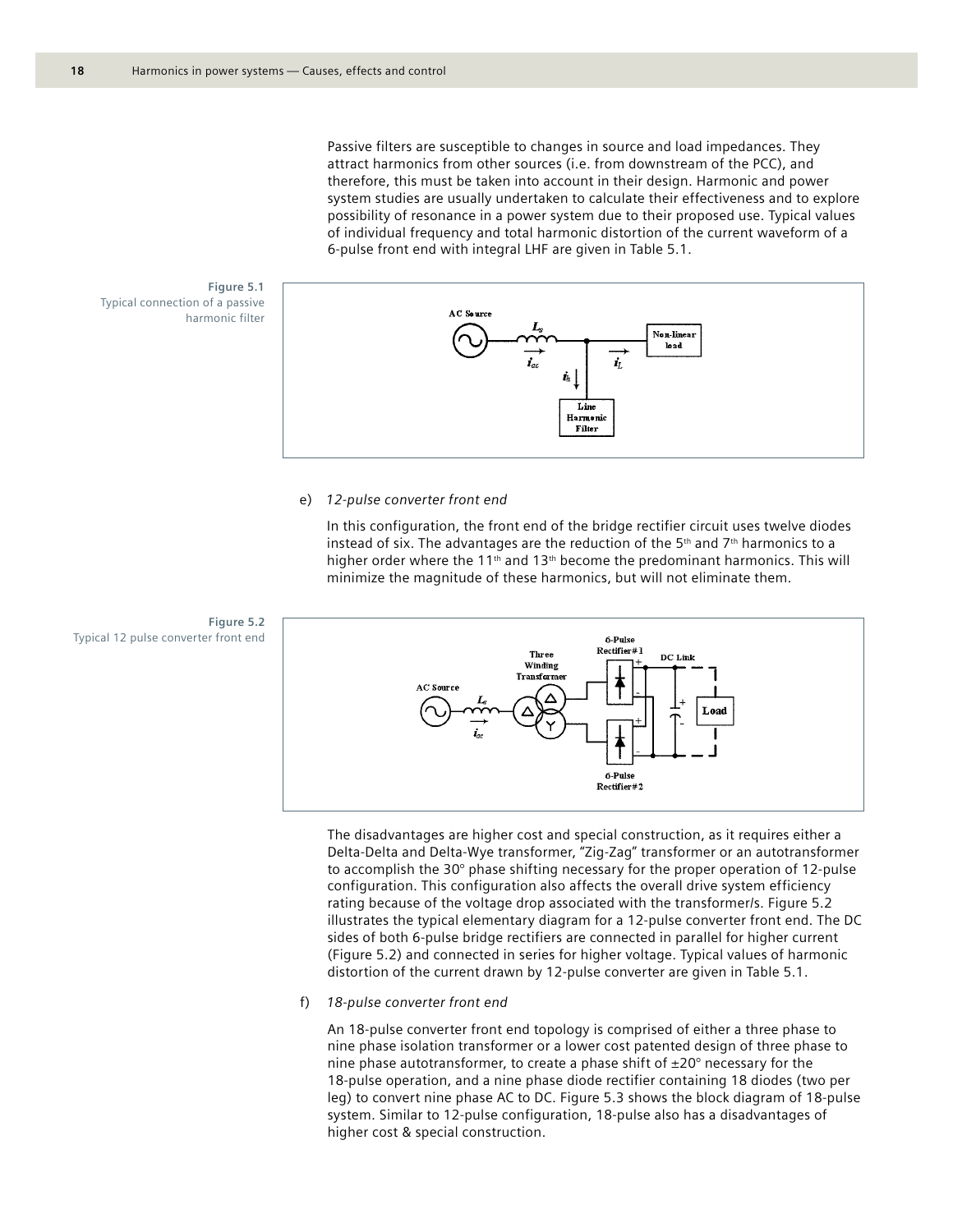Passive filters are susceptible to changes in source and load impedances. They attract harmonics from other sources (i.e. from downstream of the PCC), and therefore, this must be taken into account in their design. Harmonic and power system studies are usually undertaken to calculate their effectiveness and to explore possibility of resonance in a power system due to their proposed use. Typical values of individual frequency and total harmonic distortion of the current waveform of a 6-pulse front end with integral LHF are given in Table 5.1.

Figure 5.1
Typical connection of a passive harmonic filter

e) *12-pulse converter front end*

In this configuration, the front end of the bridge rectifier circuit uses twelve diodes instead of six. The advantages are the reduction of the 5th and 7th harmonics to a higher order where the 11th and 13th become the predominant harmonics. This will minimize the magnitude of these harmonics, but will not eliminate them.

Figure 5.2
Typical 12 pulse converter front end

The disadvantages are higher cost and special construction, as it requires either a Delta-Delta and Delta-Wye transformer, "Zig-Zag" transformer or an autotransformer to accomplish the 30° phase shifting necessary for the proper operation of 12-pulse configuration. This configuration also affects the overall drive system efficiency rating because of the voltage drop associated with the transformer/s. Figure 5.2 illustrates the typical elementary diagram for a 12-pulse converter front end. The DC sides of both 6-pulse bridge rectifiers are connected in parallel for higher current (Figure 5.2) and connected in series for higher voltage. Typical values of harmonic distortion of the current drawn by 12-pulse converter are given in Table 5.1.

f) *18-pulse converter front end*

An 18-pulse converter front end topology is comprised of either a three phase to nine phase isolation transformer or a lower cost patented design of three phase to nine phase autotransformer, to create a phase shift of ±20° necessary for the 18-pulse operation, and a nine phase diode rectifier containing 18 diodes (two per leg) to convert nine phase AC to DC. Figure 5.3 shows the block diagram of 18-pulse system. Similar to 12-pulse configuration, 18-pulse also has a disadvantages of higher cost & special construction.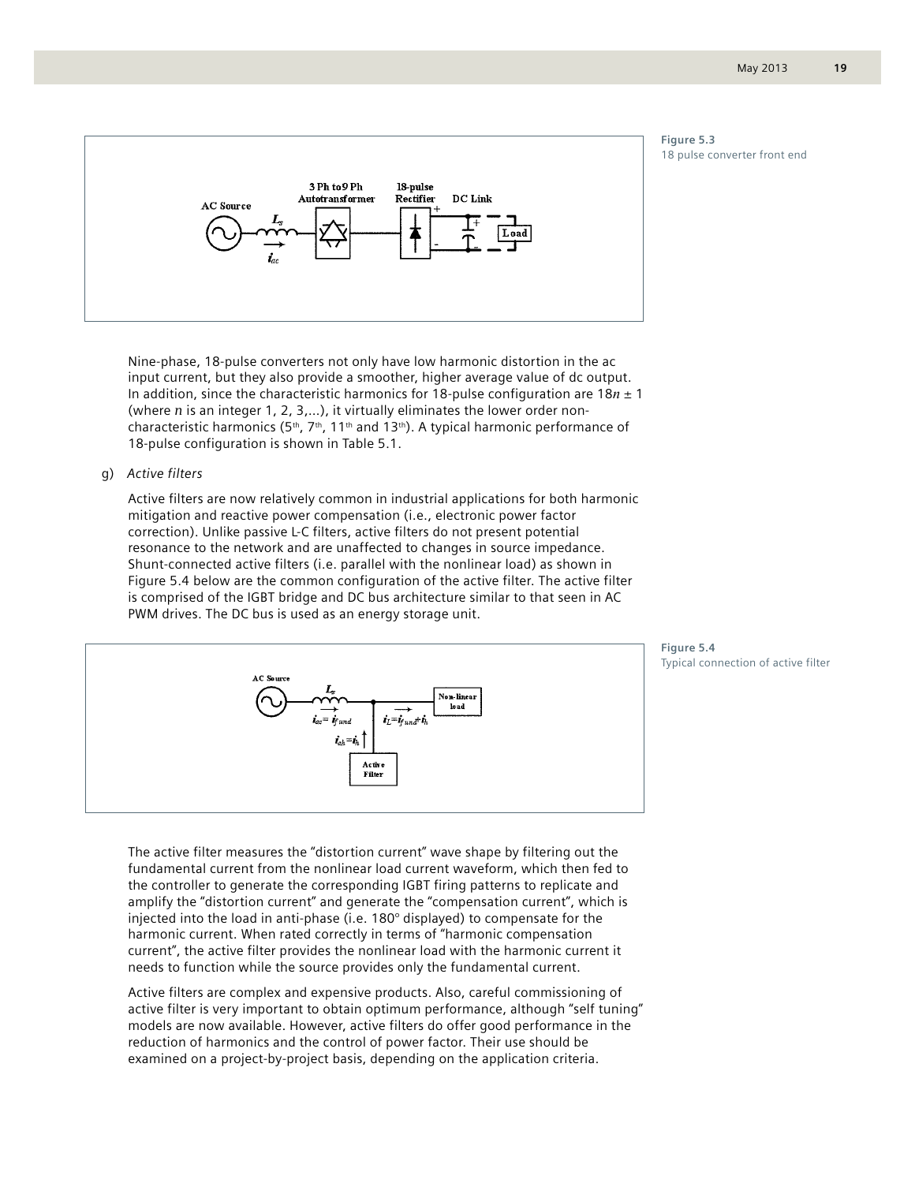Figure 5.3
18 pulse converter front end

Nine-phase, 18-pulse converters not only have low harmonic distortion in the ac input current, but they also provide a smoother, higher average value of dc output. In addition, since the characteristic harmonics for 18-pulse configuration are $18n \pm 1$ (where $n$ is an integer 1, 2, 3,...), it virtually eliminates the lower order non-characteristic harmonics (5th, 7th, 11th and 13th). A typical harmonic performance of 18-pulse configuration is shown in Table 5.1.

g) *Active filters*

Active filters are now relatively common in industrial applications for both harmonic mitigation and reactive power compensation (i.e., electronic power factor correction). Unlike passive L-C filters, active filters do not present potential resonance to the network and are unaffected to changes in source impedance. Shunt-connected active filters (i.e. parallel with the nonlinear load) as shown in Figure 5.4 below are the common configuration of the active filter. The active filter is comprised of the IGBT bridge and DC bus architecture similar to that seen in AC PWM drives. The DC bus is used as an energy storage unit.

Figure 5.4
Typical connection of active filter

The active filter measures the "distortion current" wave shape by filtering out the fundamental current from the nonlinear load current waveform, which then fed to the controller to generate the corresponding IGBT firing patterns to replicate and amplify the "distortion current" and generate the "compensation current", which is injected into the load in anti-phase (i.e. 180° displayed) to compensate for the harmonic current. When rated correctly in terms of "harmonic compensation current", the active filter provides the nonlinear load with the harmonic current it needs to function while the source provides only the fundamental current.

Active filters are complex and expensive products. Also, careful commissioning of active filter is very important to obtain optimum performance, although "self tuning" models are now available. However, active filters do offer good performance in the reduction of harmonics and the control of power factor. Their use should be examined on a project-by-project basis, depending on the application criteria.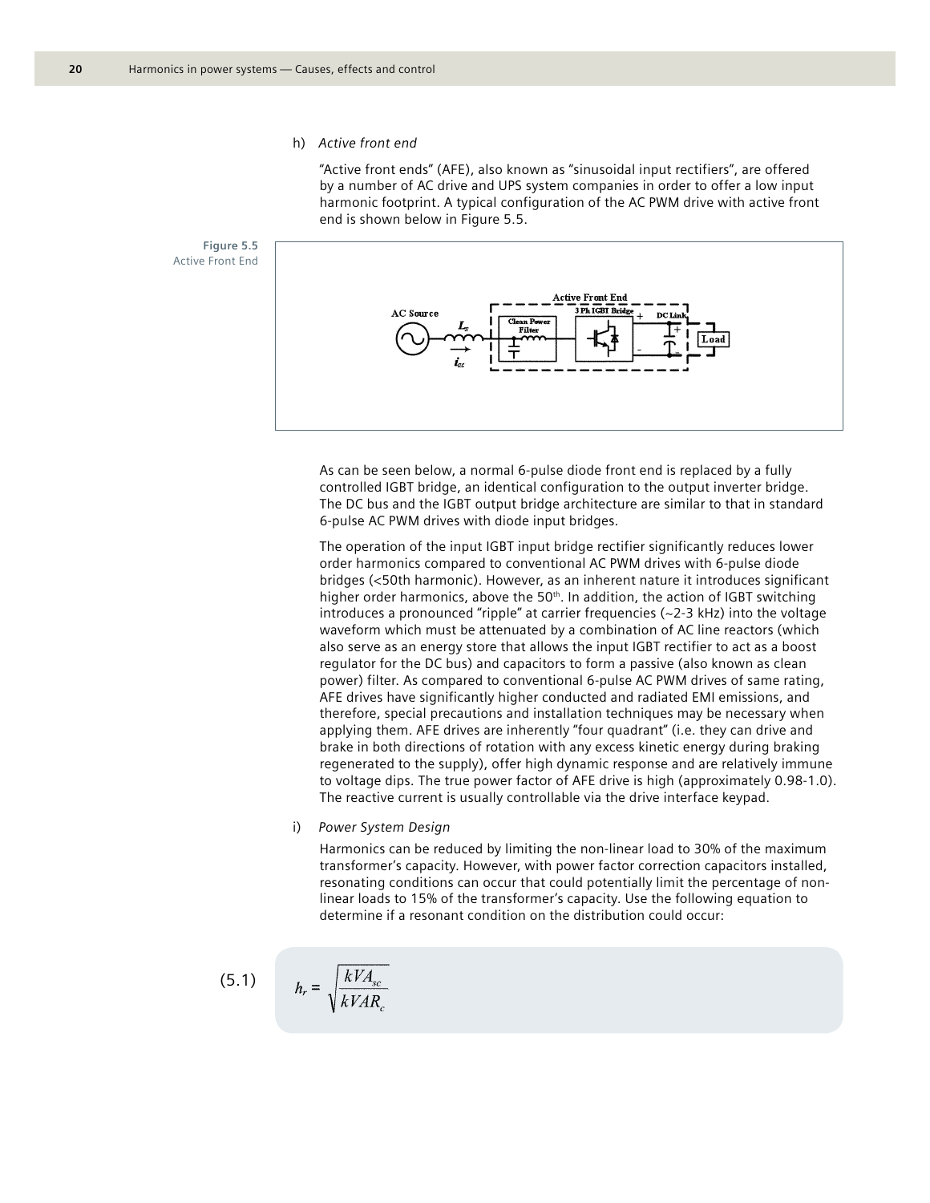h) *Active front end*

"Active front ends" (AFE), also known as "sinusoidal input rectifiers", are offered by a number of AC drive and UPS system companies in order to offer a low input harmonic footprint. A typical configuration of the AC PWM drive with active front end is shown below in Figure 5.5.

**Figure 5.5**
Active Front End

As can be seen below, a normal 6-pulse diode front end is replaced by a fully controlled IGBT bridge, an identical configuration to the output inverter bridge. The DC bus and the IGBT output bridge architecture are similar to that in standard 6-pulse AC PWM drives with diode input bridges.

The operation of the input IGBT input bridge rectifier significantly reduces lower order harmonics compared to conventional AC PWM drives with 6-pulse diode bridges (<50th harmonic). However, as an inherent nature it introduces significant higher order harmonics, above the 50$^{th}$. In addition, the action of IGBT switching introduces a pronounced "ripple" at carrier frequencies (~2-3 kHz) into the voltage waveform which must be attenuated by a combination of AC line reactors (which also serve as an energy store that allows the input IGBT rectifier to act as a boost regulator for the DC bus) and capacitors to form a passive (also known as clean power) filter. As compared to conventional 6-pulse AC PWM drives of same rating, AFE drives have significantly higher conducted and radiated EMI emissions, and therefore, special precautions and installation techniques may be necessary when applying them. AFE drives are inherently "four quadrant" (i.e. they can drive and brake in both directions of rotation with any excess kinetic energy during braking regenerated to the supply), offer high dynamic response and are relatively immune to voltage dips. The true power factor of AFE drive is high (approximately 0.98-1.0). The reactive current is usually controllable via the drive interface keypad.

i) *Power System Design*

Harmonics can be reduced by limiting the non-linear load to 30% of the maximum transformer's capacity. However, with power factor correction capacitors installed, resonating conditions can occur that could potentially limit the percentage of non-linear loads to 15% of the transformer's capacity. Use the following equation to determine if a resonant condition on the distribution could occur:

$$h_r = \sqrt{\frac{kVA_{sc}}{kVAR_c}} \tag{5.1}$$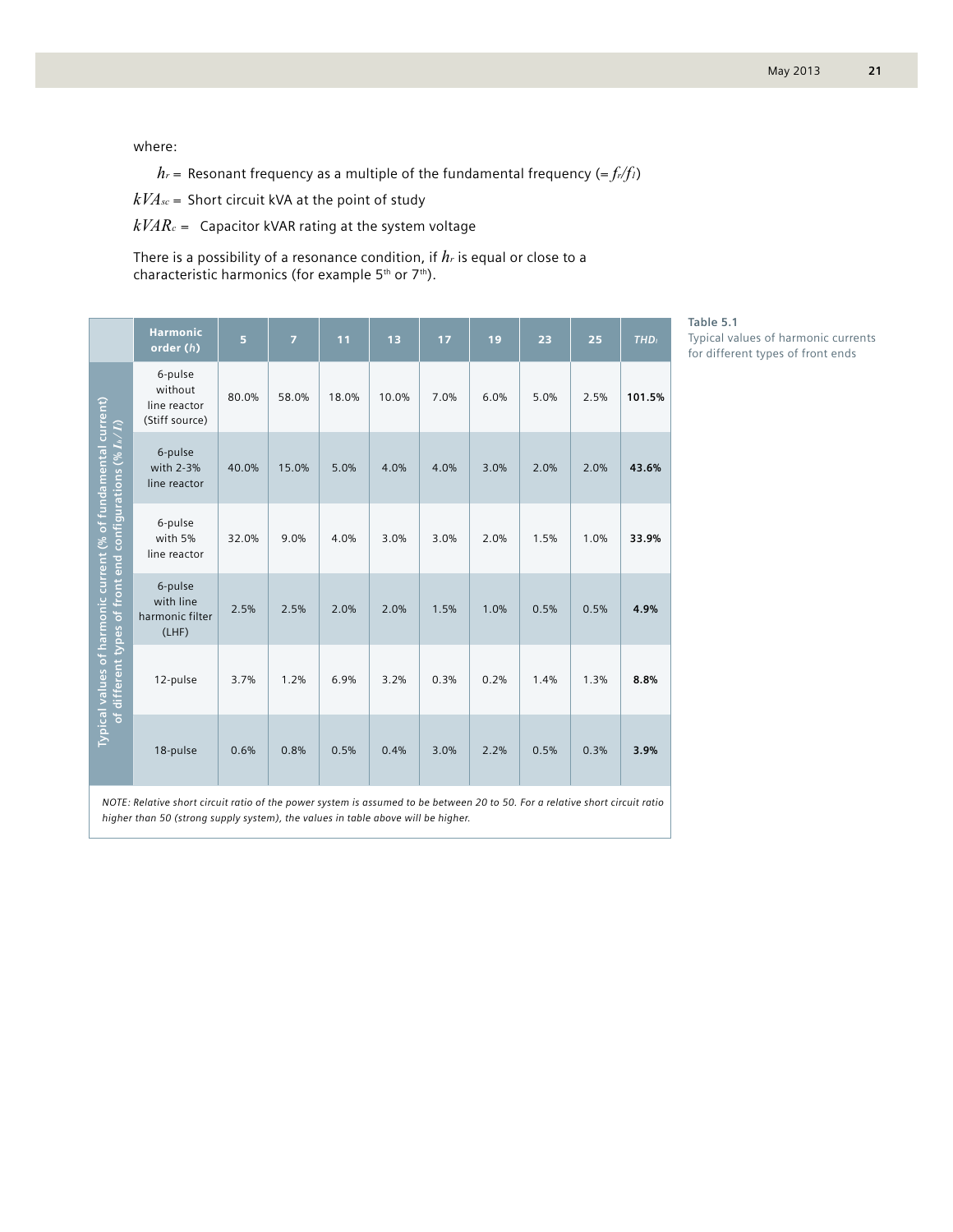where:

$h_r$ = Resonant frequency as a multiple of the fundamental frequency ($= f_r/f_1$)

$kVA_{sc}$ = Short circuit kVA at the point of study

$kVAR_c$ = Capacitor kVAR rating at the system voltage

There is a possibility of a resonance condition, if $h_r$ is equal or close to a characteristic harmonics (for example 5th or 7th).

**Table 5.1**
Typical values of harmonic currents for different types of front ends

Typical values of harmonic current (% of fundamental current) of different types of front end configurations ($\% I_h/I_1$)

| Harmonic order ($h$) | 5 | 7 | 11 | 13 | 17 | 19 | 23 | 25 | $THD_I$ |
|---|---|---|---|---|---|---|---|---|---|
| 6-pulse without line reactor (Stiff source) | 80.0% | 58.0% | 18.0% | 10.0% | 7.0% | 6.0% | 5.0% | 2.5% | **101.5%** |
| 6-pulse with 2-3% line reactor | 40.0% | 15.0% | 5.0% | 4.0% | 4.0% | 3.0% | 2.0% | 2.0% | **43.6%** |
| 6-pulse with 5% line reactor | 32.0% | 9.0% | 4.0% | 3.0% | 3.0% | 2.0% | 1.5% | 1.0% | **33.9%** |
| 6-pulse with line harmonic filter (LHF) | 2.5% | 2.5% | 2.0% | 2.0% | 1.5% | 1.0% | 0.5% | 0.5% | **4.9%** |
| 12-pulse | 3.7% | 1.2% | 6.9% | 3.2% | 0.3% | 0.2% | 1.4% | 1.3% | **8.8%** |
| 18-pulse | 0.6% | 0.8% | 0.5% | 0.4% | 3.0% | 2.2% | 0.5% | 0.3% | **3.9%** |

*NOTE: Relative short circuit ratio of the power system is assumed to be between 20 to 50. For a relative short circuit ratio higher than 50 (strong supply system), the values in table above will be higher.*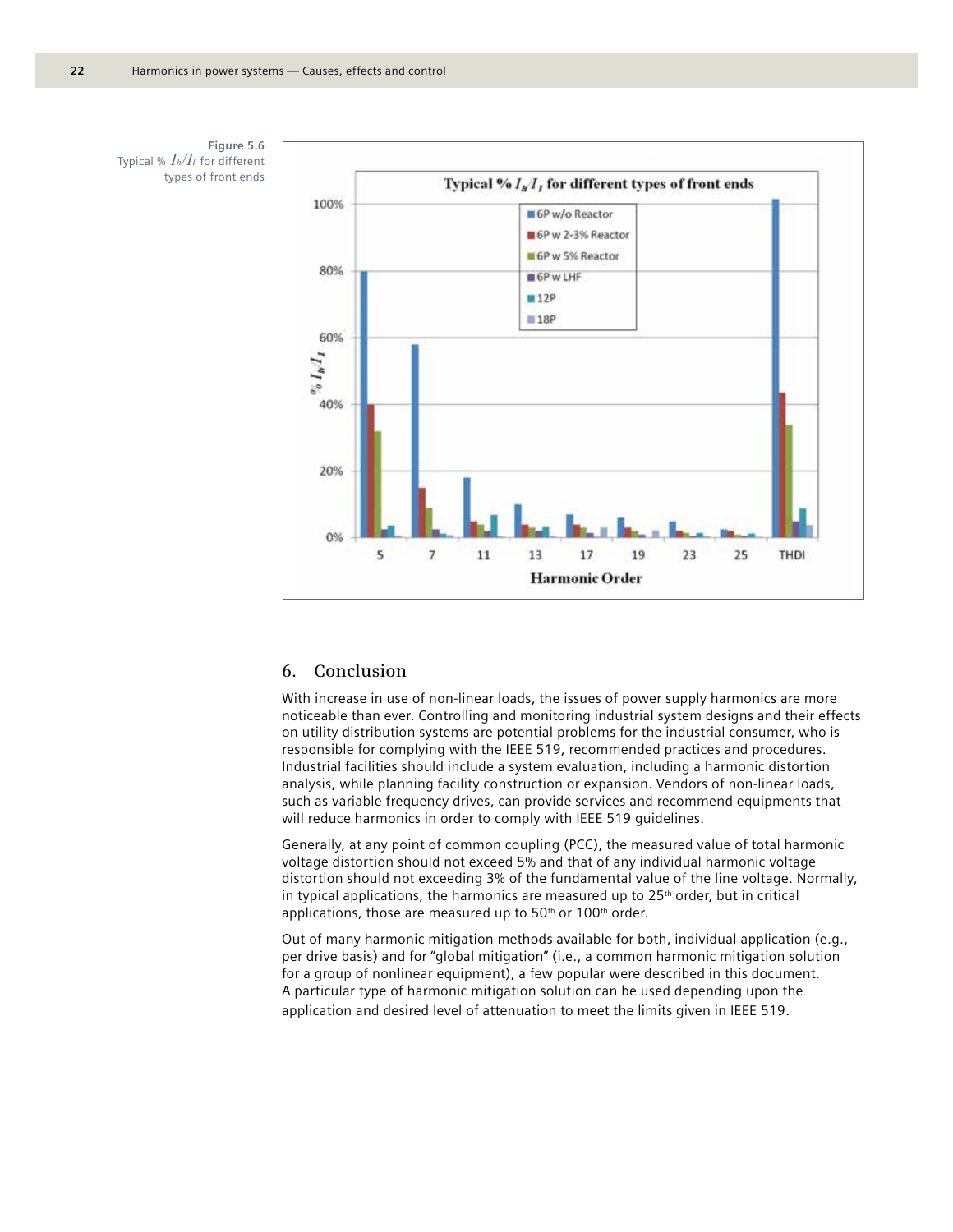Figure 5.6
Typical % $I_h/I_1$ for different types of front ends

## 6. Conclusion

With increase in use of non-linear loads, the issues of power supply harmonics are more noticeable than ever. Controlling and monitoring industrial system designs and their effects on utility distribution systems are potential problems for the industrial consumer, who is responsible for complying with the IEEE 519, recommended practices and procedures. Industrial facilities should include a system evaluation, including a harmonic distortion analysis, while planning facility construction or expansion. Vendors of non-linear loads, such as variable frequency drives, can provide services and recommend equipments that will reduce harmonics in order to comply with IEEE 519 guidelines.

Generally, at any point of common coupling (PCC), the measured value of total harmonic voltage distortion should not exceed 5% and that of any individual harmonic voltage distortion should not exceeding 3% of the fundamental value of the line voltage. Normally, in typical applications, the harmonics are measured up to 25th order, but in critical applications, those are measured up to 50th or 100th order.

Out of many harmonic mitigation methods available for both, individual application (e.g., per drive basis) and for "global mitigation" (i.e., a common harmonic mitigation solution for a group of nonlinear equipment), a few popular were described in this document. A particular type of harmonic mitigation solution can be used depending upon the application and desired level of attenuation to meet the limits given in IEEE 519.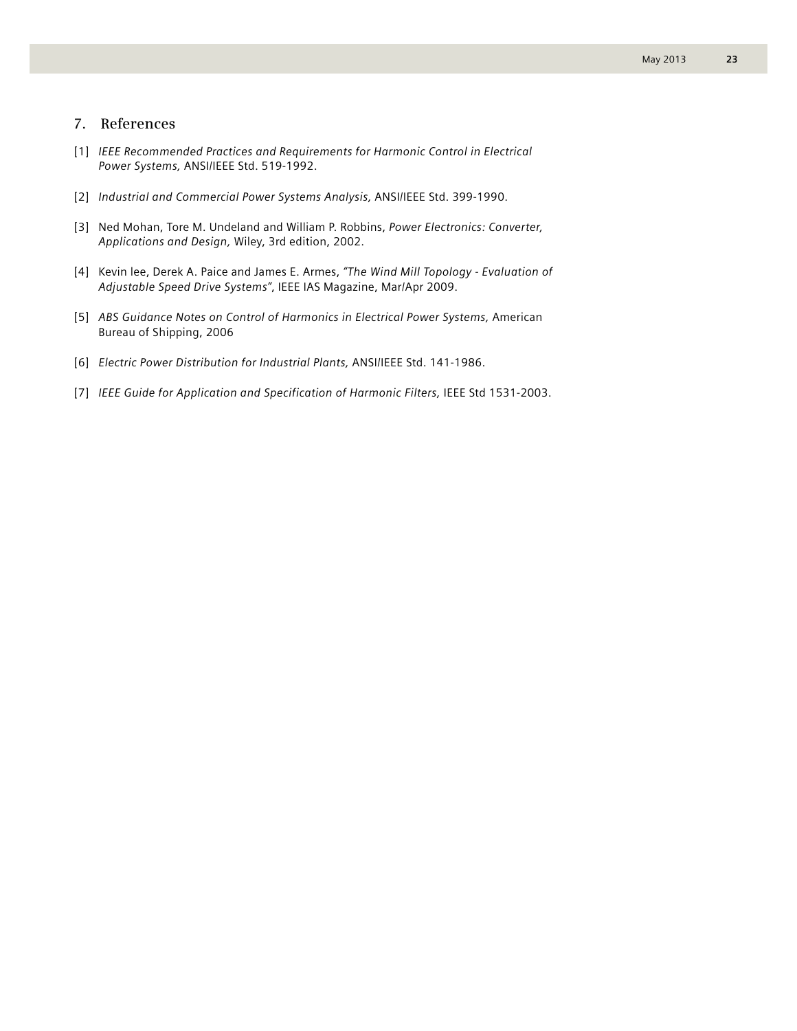## 7. References

[1] *IEEE Recommended Practices and Requirements for Harmonic Control in Electrical Power Systems,* ANSI/IEEE Std. 519-1992.

[2] *Industrial and Commercial Power Systems Analysis,* ANSI/IEEE Std. 399-1990.

[3] Ned Mohan, Tore M. Undeland and William P. Robbins, *Power Electronics: Converter, Applications and Design,* Wiley, 3rd edition, 2002.

[4] Kevin lee, Derek A. Paice and James E. Armes, *"The Wind Mill Topology - Evaluation of Adjustable Speed Drive Systems"*, IEEE IAS Magazine, Mar/Apr 2009.

[5] *ABS Guidance Notes on Control of Harmonics in Electrical Power Systems,* American Bureau of Shipping, 2006

[6] *Electric Power Distribution for Industrial Plants,* ANSI/IEEE Std. 141-1986.

[7] *IEEE Guide for Application and Specification of Harmonic Filters,* IEEE Std 1531-2003.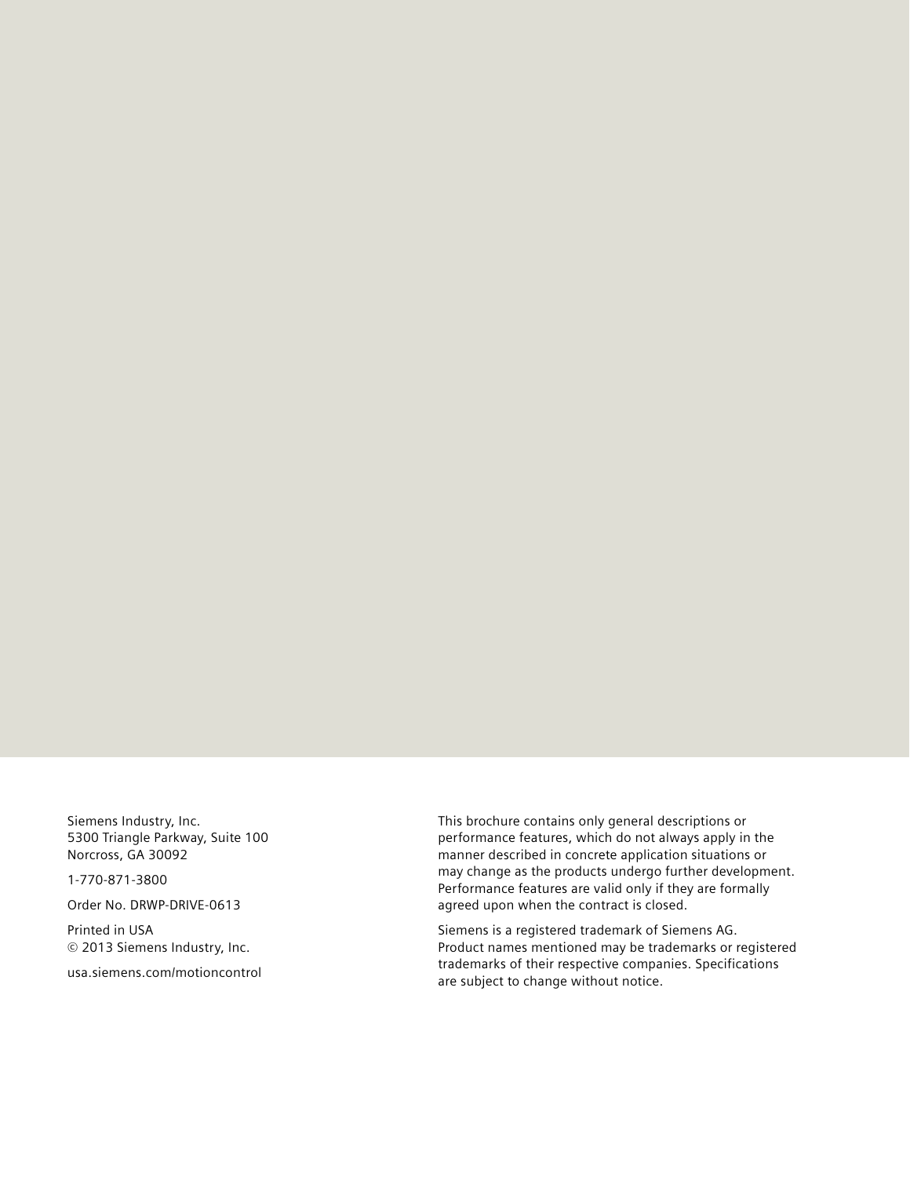Siemens Industry, Inc.
5300 Triangle Parkway, Suite 100
Norcross, GA 30092

1-770-871-3800

Order No. DRWP-DRIVE-0613

Printed in USA
© 2013 Siemens Industry, Inc.

usa.siemens.com/motioncontrol

This brochure contains only general descriptions or performance features, which do not always apply in the manner described in concrete application situations or may change as the products undergo further development. Performance features are valid only if they are formally agreed upon when the contract is closed.

Siemens is a registered trademark of Siemens AG. Product names mentioned may be trademarks or registered trademarks of their respective companies. Specifications are subject to change without notice.